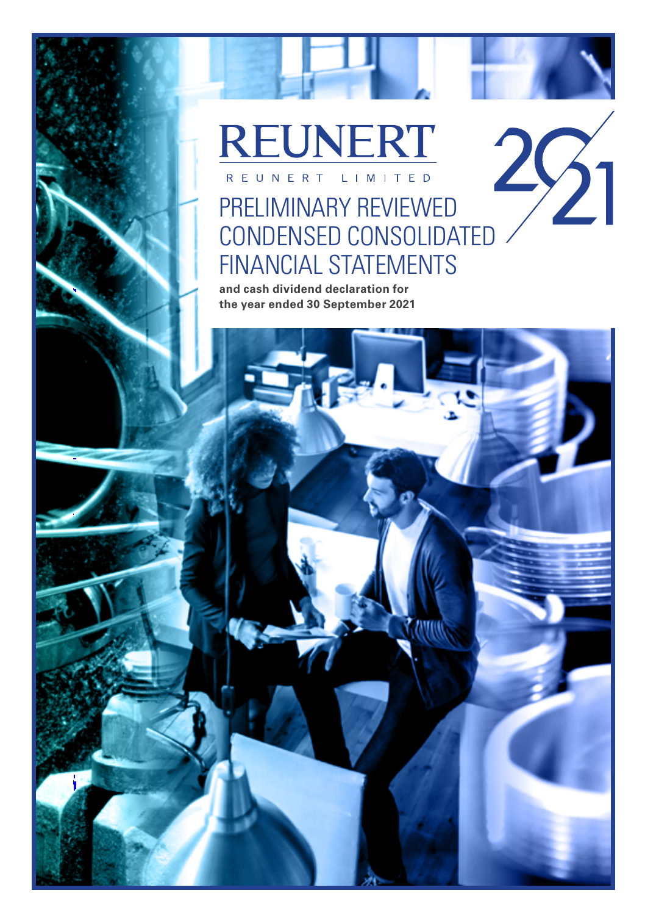# REUNERT

REUNERT LIMITED

2021

# PRELIMINARY REVIEWED CONDENSED CONSOLIDATED FINANCIAL STATEMENTS

**and cash dividend declaration for the year ended 30 September 2021**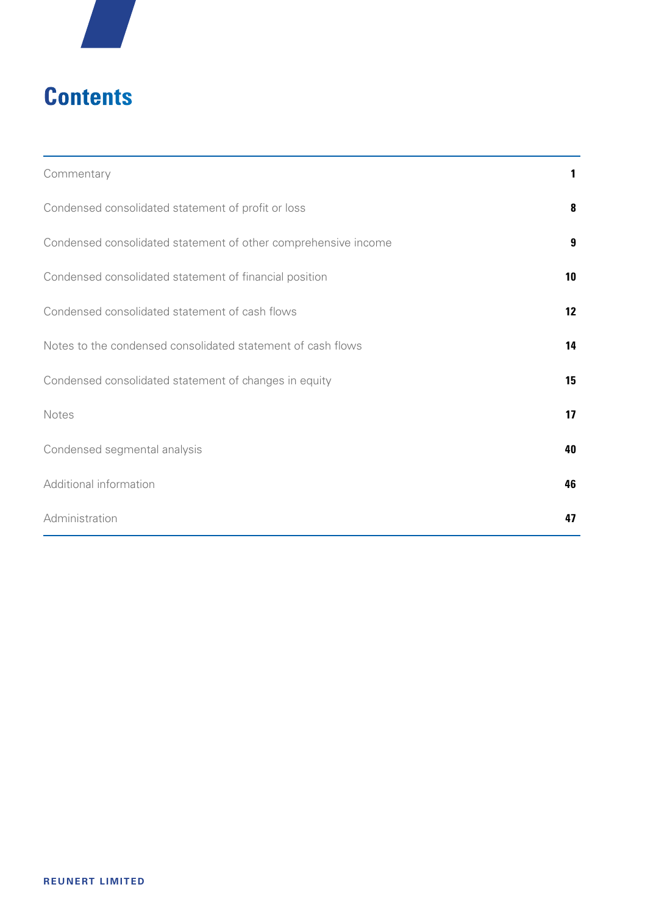# Contents

| | |
|---|---|
| Commentary | 1 |
| Condensed consolidated statement of profit or loss | 8 |
| Condensed consolidated statement of other comprehensive income | 9 |
| Condensed consolidated statement of financial position | 10 |
| Condensed consolidated statement of cash flows | 12 |
| Notes to the condensed consolidated statement of cash flows | 14 |
| Condensed consolidated statement of changes in equity | 15 |
| Notes | 17 |
| Condensed segmental analysis | 40 |
| Additional information | 46 |
| Administration | 47 |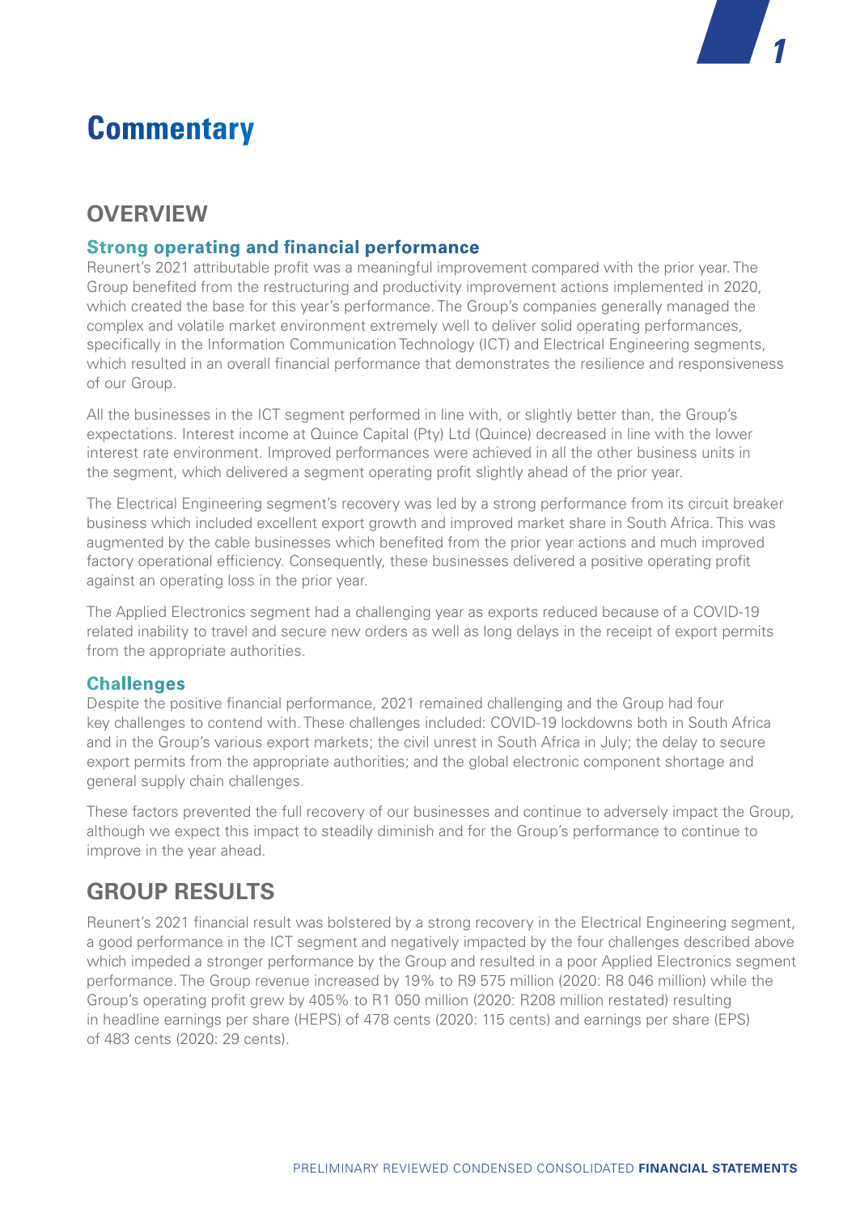# Commentary

## OVERVIEW

### Strong operating and financial performance

Reunert's 2021 attributable profit was a meaningful improvement compared with the prior year. The Group benefited from the restructuring and productivity improvement actions implemented in 2020, which created the base for this year's performance. The Group's companies generally managed the complex and volatile market environment extremely well to deliver solid operating performances, specifically in the Information Communication Technology (ICT) and Electrical Engineering segments, which resulted in an overall financial performance that demonstrates the resilience and responsiveness of our Group.

All the businesses in the ICT segment performed in line with, or slightly better than, the Group's expectations. Interest income at Quince Capital (Pty) Ltd (Quince) decreased in line with the lower interest rate environment. Improved performances were achieved in all the other business units in the segment, which delivered a segment operating profit slightly ahead of the prior year.

The Electrical Engineering segment's recovery was led by a strong performance from its circuit breaker business which included excellent export growth and improved market share in South Africa. This was augmented by the cable businesses which benefited from the prior year actions and much improved factory operational efficiency. Consequently, these businesses delivered a positive operating profit against an operating loss in the prior year.

The Applied Electronics segment had a challenging year as exports reduced because of a COVID-19 related inability to travel and secure new orders as well as long delays in the receipt of export permits from the appropriate authorities.

### Challenges

Despite the positive financial performance, 2021 remained challenging and the Group had four key challenges to contend with. These challenges included: COVID-19 lockdowns both in South Africa and in the Group's various export markets; the civil unrest in South Africa in July; the delay to secure export permits from the appropriate authorities; and the global electronic component shortage and general supply chain challenges.

These factors prevented the full recovery of our businesses and continue to adversely impact the Group, although we expect this impact to steadily diminish and for the Group's performance to continue to improve in the year ahead.

## GROUP RESULTS

Reunert's 2021 financial result was bolstered by a strong recovery in the Electrical Engineering segment, a good performance in the ICT segment and negatively impacted by the four challenges described above which impeded a stronger performance by the Group and resulted in a poor Applied Electronics segment performance. The Group revenue increased by 19% to R9 575 million (2020: R8 046 million) while the Group's operating profit grew by 405% to R1 050 million (2020: R208 million restated) resulting in headline earnings per share (HEPS) of 478 cents (2020: 115 cents) and earnings per share (EPS) of 483 cents (2020: 29 cents).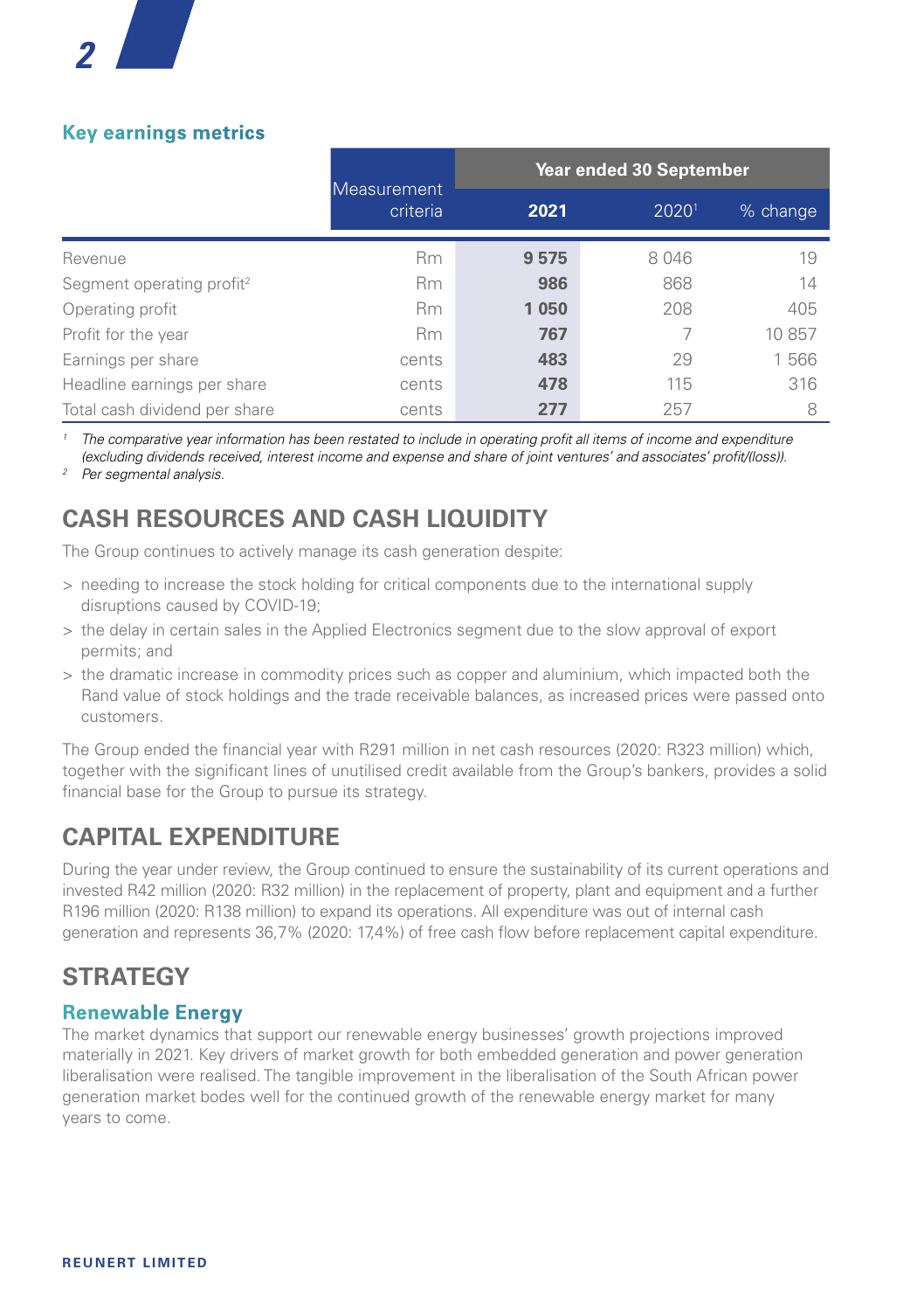## Key earnings metrics

| | Measurement criteria | Year ended 30 September | | |
|---|---|---|---|---|
| | | **2021** | 2020[1] | % change |
| Revenue | Rm | **9 575** | 8 046 | 19 |
| Segment operating profit[2] | Rm | **986** | 868 | 14 |
| Operating profit | Rm | **1 050** | 208 | 405 |
| Profit for the year | Rm | **767** | 7 | 10 857 |
| Earnings per share | cents | **483** | 29 | 1 566 |
| Headline earnings per share | cents | **478** | 115 | 316 |
| Total cash dividend per share | cents | **277** | 257 | 8 |

[1] *The comparative year information has been restated to include in operating profit all items of income and expenditure (excluding dividends received, interest income and expense and share of joint ventures' and associates' profit/(loss)).*

[2] *Per segmental analysis.*

# CASH RESOURCES AND CASH LIQUIDITY

The Group continues to actively manage its cash generation despite:

> needing to increase the stock holding for critical components due to the international supply disruptions caused by COVID-19;

> the delay in certain sales in the Applied Electronics segment due to the slow approval of export permits; and

> the dramatic increase in commodity prices such as copper and aluminium, which impacted both the Rand value of stock holdings and the trade receivable balances, as increased prices were passed onto customers.

The Group ended the financial year with R291 million in net cash resources (2020: R323 million) which, together with the significant lines of unutilised credit available from the Group's bankers, provides a solid financial base for the Group to pursue its strategy.

# CAPITAL EXPENDITURE

During the year under review, the Group continued to ensure the sustainability of its current operations and invested R42 million (2020: R32 million) in the replacement of property, plant and equipment and a further R196 million (2020: R138 million) to expand its operations. All expenditure was out of internal cash generation and represents 36,7% (2020: 17,4%) of free cash flow before replacement capital expenditure.

# STRATEGY

## Renewable Energy

The market dynamics that support our renewable energy businesses' growth projections improved materially in 2021. Key drivers of market growth for both embedded generation and power generation liberalisation were realised. The tangible improvement in the liberalisation of the South African power generation market bodes well for the continued growth of the renewable energy market for many years to come.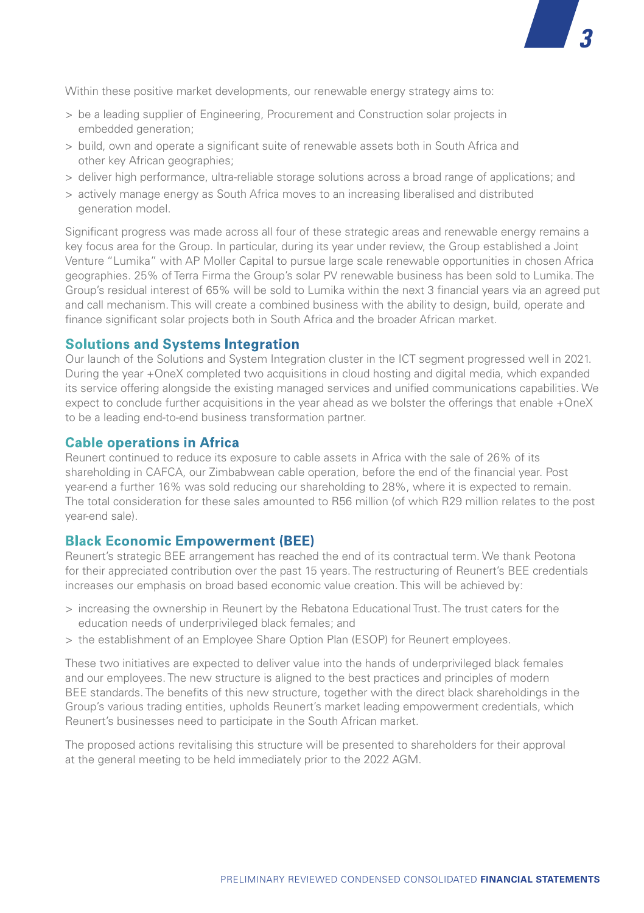Within these positive market developments, our renewable energy strategy aims to:

> be a leading supplier of Engineering, Procurement and Construction solar projects in embedded generation;
> build, own and operate a significant suite of renewable assets both in South Africa and other key African geographies;
> deliver high performance, ultra-reliable storage solutions across a broad range of applications; and
> actively manage energy as South Africa moves to an increasing liberalised and distributed generation model.

Significant progress was made across all four of these strategic areas and renewable energy remains a key focus area for the Group. In particular, during its year under review, the Group established a Joint Venture "Lumika" with AP Moller Capital to pursue large scale renewable opportunities in chosen Africa geographies. 25% of Terra Firma the Group's solar PV renewable business has been sold to Lumika. The Group's residual interest of 65% will be sold to Lumika within the next 3 financial years via an agreed put and call mechanism. This will create a combined business with the ability to design, build, operate and finance significant solar projects both in South Africa and the broader African market.

## Solutions and Systems Integration

Our launch of the Solutions and System Integration cluster in the ICT segment progressed well in 2021. During the year +OneX completed two acquisitions in cloud hosting and digital media, which expanded its service offering alongside the existing managed services and unified communications capabilities. We expect to conclude further acquisitions in the year ahead as we bolster the offerings that enable +OneX to be a leading end-to-end business transformation partner.

## Cable operations in Africa

Reunert continued to reduce its exposure to cable assets in Africa with the sale of 26% of its shareholding in CAFCA, our Zimbabwean cable operation, before the end of the financial year. Post year-end a further 16% was sold reducing our shareholding to 28%, where it is expected to remain. The total consideration for these sales amounted to R56 million (of which R29 million relates to the post year-end sale).

## Black Economic Empowerment (BEE)

Reunert's strategic BEE arrangement has reached the end of its contractual term. We thank Peotona for their appreciated contribution over the past 15 years. The restructuring of Reunert's BEE credentials increases our emphasis on broad based economic value creation. This will be achieved by:

> increasing the ownership in Reunert by the Rebatona Educational Trust. The trust caters for the education needs of underprivileged black females; and
> the establishment of an Employee Share Option Plan (ESOP) for Reunert employees.

These two initiatives are expected to deliver value into the hands of underprivileged black females and our employees. The new structure is aligned to the best practices and principles of modern BEE standards. The benefits of this new structure, together with the direct black shareholdings in the Group's various trading entities, upholds Reunert's market leading empowerment credentials, which Reunert's businesses need to participate in the South African market.

The proposed actions revitalising this structure will be presented to shareholders for their approval at the general meeting to be held immediately prior to the 2022 AGM.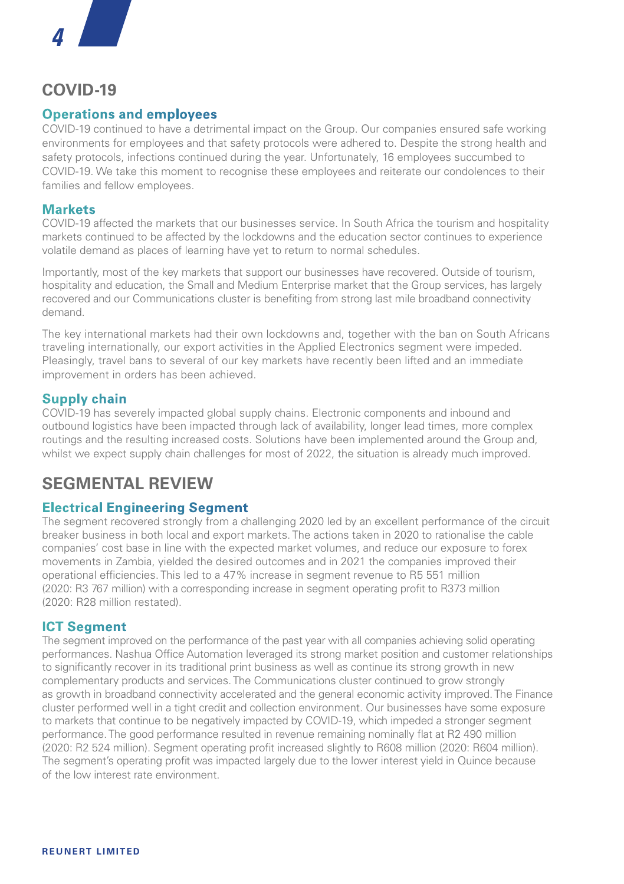## COVID-19

### Operations and employees

COVID-19 continued to have a detrimental impact on the Group. Our companies ensured safe working environments for employees and that safety protocols were adhered to. Despite the strong health and safety protocols, infections continued during the year. Unfortunately, 16 employees succumbed to COVID-19. We take this moment to recognise these employees and reiterate our condolences to their families and fellow employees.

### Markets

COVID-19 affected the markets that our businesses service. In South Africa the tourism and hospitality markets continued to be affected by the lockdowns and the education sector continues to experience volatile demand as places of learning have yet to return to normal schedules.

Importantly, most of the key markets that support our businesses have recovered. Outside of tourism, hospitality and education, the Small and Medium Enterprise market that the Group services, has largely recovered and our Communications cluster is benefiting from strong last mile broadband connectivity demand.

The key international markets had their own lockdowns and, together with the ban on South Africans traveling internationally, our export activities in the Applied Electronics segment were impeded. Pleasingly, travel bans to several of our key markets have recently been lifted and an immediate improvement in orders has been achieved.

### Supply chain

COVID-19 has severely impacted global supply chains. Electronic components and inbound and outbound logistics have been impacted through lack of availability, longer lead times, more complex routings and the resulting increased costs. Solutions have been implemented around the Group and, whilst we expect supply chain challenges for most of 2022, the situation is already much improved.

## SEGMENTAL REVIEW

### Electrical Engineering Segment

The segment recovered strongly from a challenging 2020 led by an excellent performance of the circuit breaker business in both local and export markets. The actions taken in 2020 to rationalise the cable companies' cost base in line with the expected market volumes, and reduce our exposure to forex movements in Zambia, yielded the desired outcomes and in 2021 the companies improved their operational efficiencies. This led to a 47% increase in segment revenue to R5 551 million (2020: R3 767 million) with a corresponding increase in segment operating profit to R373 million (2020: R28 million restated).

### ICT Segment

The segment improved on the performance of the past year with all companies achieving solid operating performances. Nashua Office Automation leveraged its strong market position and customer relationships to significantly recover in its traditional print business as well as continue its strong growth in new complementary products and services. The Communications cluster continued to grow strongly as growth in broadband connectivity accelerated and the general economic activity improved. The Finance cluster performed well in a tight credit and collection environment. Our businesses have some exposure to markets that continue to be negatively impacted by COVID-19, which impeded a stronger segment performance. The good performance resulted in revenue remaining nominally flat at R2 490 million (2020: R2 524 million). Segment operating profit increased slightly to R608 million (2020: R604 million). The segment's operating profit was impacted largely due to the lower interest yield in Quince because of the low interest rate environment.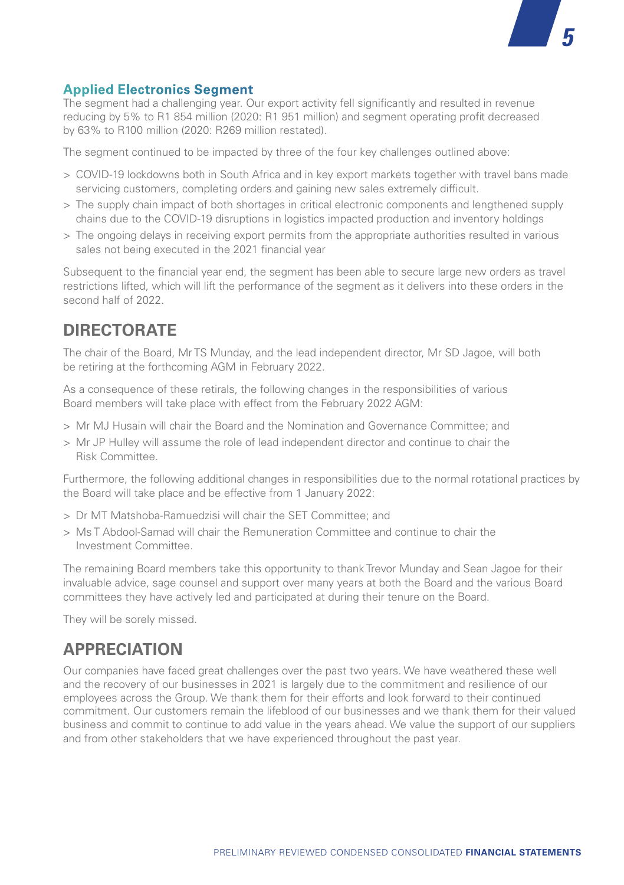### Applied Electronics Segment

The segment had a challenging year. Our export activity fell significantly and resulted in revenue reducing by 5% to R1 854 million (2020: R1 951 million) and segment operating profit decreased by 63% to R100 million (2020: R269 million restated).

The segment continued to be impacted by three of the four key challenges outlined above:

- COVID-19 lockdowns both in South Africa and in key export markets together with travel bans made servicing customers, completing orders and gaining new sales extremely difficult.
- The supply chain impact of both shortages in critical electronic components and lengthened supply chains due to the COVID-19 disruptions in logistics impacted production and inventory holdings
- The ongoing delays in receiving export permits from the appropriate authorities resulted in various sales not being executed in the 2021 financial year

Subsequent to the financial year end, the segment has been able to secure large new orders as travel restrictions lifted, which will lift the performance of the segment as it delivers into these orders in the second half of 2022.

## DIRECTORATE

The chair of the Board, Mr TS Munday, and the lead independent director, Mr SD Jagoe, will both be retiring at the forthcoming AGM in February 2022.

As a consequence of these retirals, the following changes in the responsibilities of various Board members will take place with effect from the February 2022 AGM:

- Mr MJ Husain will chair the Board and the Nomination and Governance Committee; and
- Mr JP Hulley will assume the role of lead independent director and continue to chair the Risk Committee.

Furthermore, the following additional changes in responsibilities due to the normal rotational practices by the Board will take place and be effective from 1 January 2022:

- Dr MT Matshoba-Ramuedzisi will chair the SET Committee; and
- Ms T Abdool-Samad will chair the Remuneration Committee and continue to chair the Investment Committee.

The remaining Board members take this opportunity to thank Trevor Munday and Sean Jagoe for their invaluable advice, sage counsel and support over many years at both the Board and the various Board committees they have actively led and participated at during their tenure on the Board.

They will be sorely missed.

## APPRECIATION

Our companies have faced great challenges over the past two years. We have weathered these well and the recovery of our businesses in 2021 is largely due to the commitment and resilience of our employees across the Group. We thank them for their efforts and look forward to their continued commitment. Our customers remain the lifeblood of our businesses and we thank them for their valued business and commit to continue to add value in the years ahead. We value the support of our suppliers and from other stakeholders that we have experienced throughout the past year.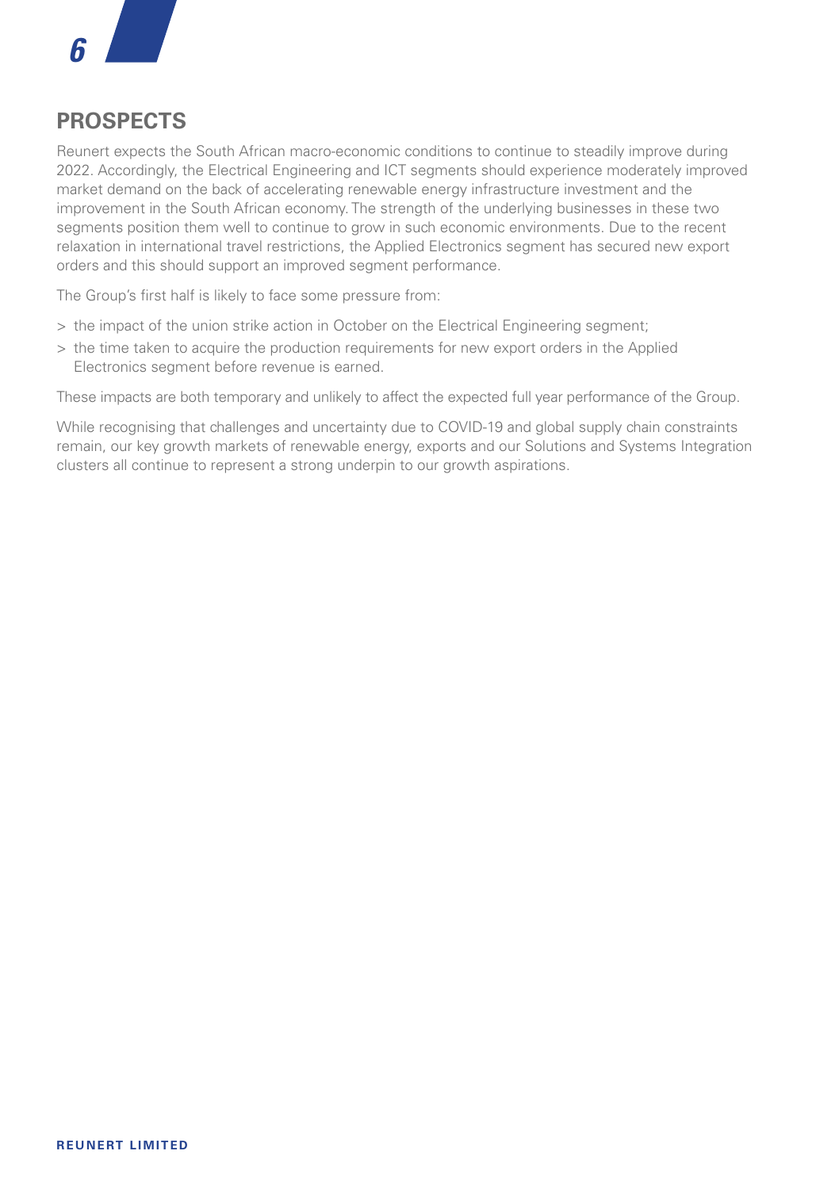## PROSPECTS

Reunert expects the South African macro-economic conditions to continue to steadily improve during 2022. Accordingly, the Electrical Engineering and ICT segments should experience moderately improved market demand on the back of accelerating renewable energy infrastructure investment and the improvement in the South African economy. The strength of the underlying businesses in these two segments position them well to continue to grow in such economic environments. Due to the recent relaxation in international travel restrictions, the Applied Electronics segment has secured new export orders and this should support an improved segment performance.

The Group's first half is likely to face some pressure from:

- the impact of the union strike action in October on the Electrical Engineering segment;
- the time taken to acquire the production requirements for new export orders in the Applied Electronics segment before revenue is earned.

These impacts are both temporary and unlikely to affect the expected full year performance of the Group.

While recognising that challenges and uncertainty due to COVID-19 and global supply chain constraints remain, our key growth markets of renewable energy, exports and our Solutions and Systems Integration clusters all continue to represent a strong underpin to our growth aspirations.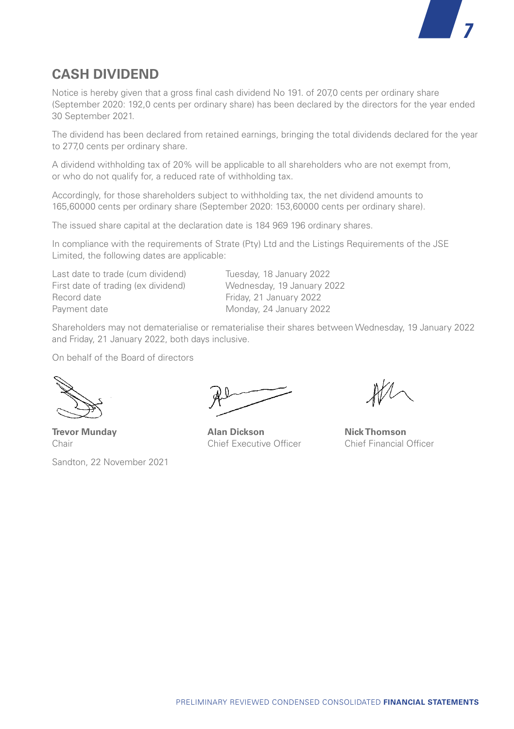## CASH DIVIDEND

Notice is hereby given that a gross final cash dividend No 191. of 207,0 cents per ordinary share (September 2020: 192,0 cents per ordinary share) has been declared by the directors for the year ended 30 September 2021.

The dividend has been declared from retained earnings, bringing the total dividends declared for the year to 277,0 cents per ordinary share.

A dividend withholding tax of 20% will be applicable to all shareholders who are not exempt from, or who do not qualify for, a reduced rate of withholding tax.

Accordingly, for those shareholders subject to withholding tax, the net dividend amounts to 165,60000 cents per ordinary share (September 2020: 153,60000 cents per ordinary share).

The issued share capital at the declaration date is 184 969 196 ordinary shares.

In compliance with the requirements of Strate (Pty) Ltd and the Listings Requirements of the JSE Limited, the following dates are applicable:

| | |
|---|---|
| Last date to trade (cum dividend) | Tuesday, 18 January 2022 |
| First date of trading (ex dividend) | Wednesday, 19 January 2022 |
| Record date | Friday, 21 January 2022 |
| Payment date | Monday, 24 January 2022 |

Shareholders may not dematerialise or rematerialise their shares between Wednesday, 19 January 2022 and Friday, 21 January 2022, both days inclusive.

On behalf of the Board of directors

**Trevor Munday**
Chair

**Alan Dickson**
Chief Executive Officer

**Nick Thomson**
Chief Financial Officer

Sandton, 22 November 2021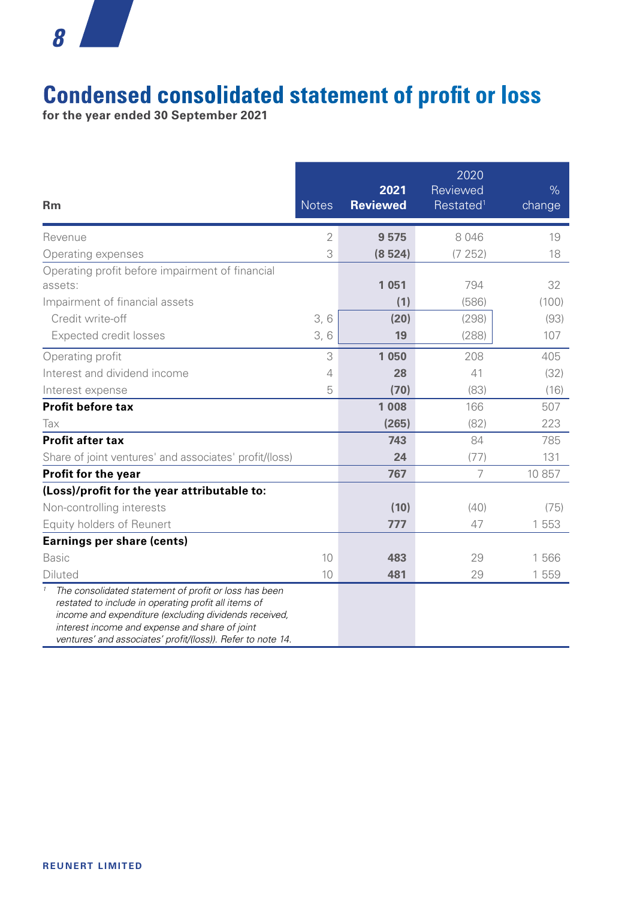# Condensed consolidated statement of profit or loss

**for the year ended 30 September 2021**

| Rm | Notes | 2021 Reviewed | 2020 Reviewed Restated[1] | % change |
|---|---|---|---|---|
| Revenue | 2 | **9 575** | 8 046 | 19 |
| Operating expenses | 3 | **(8 524)** | (7 252) | 18 |
| Operating profit before impairment of financial assets: | | **1 051** | 794 | 32 |
| Impairment of financial assets | | **(1)** | (586) | (100) |
| Credit write-off | 3, 6 | **(20)** | (298) | (93) |
| Expected credit losses | 3, 6 | **19** | (288) | 107 |
| Operating profit | 3 | **1 050** | 208 | 405 |
| Interest and dividend income | 4 | **28** | 41 | (32) |
| Interest expense | 5 | **(70)** | (83) | (16) |
| **Profit before tax** | | **1 008** | 166 | 507 |
| Tax | | **(265)** | (82) | 223 |
| **Profit after tax** | | **743** | 84 | 785 |
| Share of joint ventures' and associates' profit/(loss) | | **24** | (77) | 131 |
| **Profit for the year** | | **767** | 7 | 10 857 |
| **(Loss)/profit for the year attributable to:** | | | | |
| Non-controlling interests | | **(10)** | (40) | (75) |
| Equity holders of Reunert | | **777** | 47 | 1 553 |
| **Earnings per share (cents)** | | | | |
| Basic | 10 | **483** | 29 | 1 566 |
| Diluted | 10 | **481** | 29 | 1 559 |

*[1] The consolidated statement of profit or loss has been restated to include in operating profit all items of income and expenditure (excluding dividends received, interest income and expense and share of joint ventures' and associates' profit/(loss)). Refer to note 14.*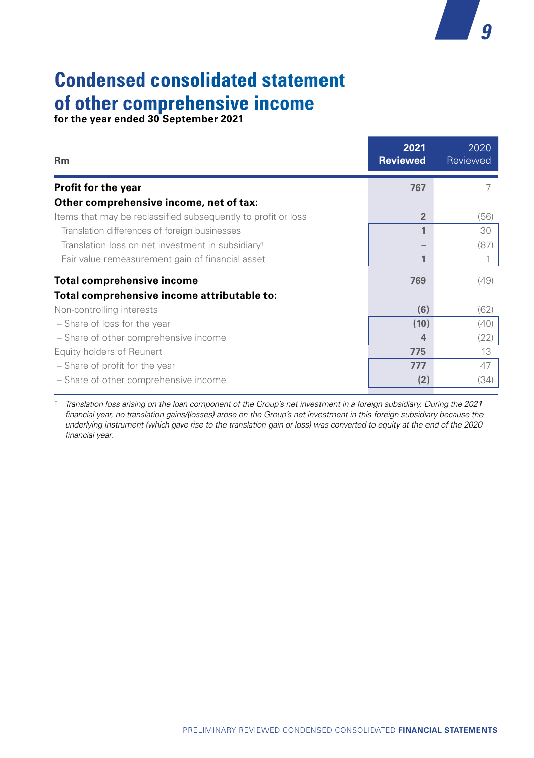# Condensed consolidated statement of other comprehensive income

**for the year ended 30 September 2021**

| Rm | 2021 Reviewed | 2020 Reviewed |
|---|---|---|
| **Profit for the year** | **767** | 7 |
| **Other comprehensive income, net of tax:** | | |
| Items that may be reclassified subsequently to profit or loss | **2** | (56) |
| Translation differences of foreign businesses | **1** | 30 |
| Translation loss on net investment in subsidiary[1] | **–** | (87) |
| Fair value remeasurement gain of financial asset | **1** | 1 |
| **Total comprehensive income** | **769** | (49) |
| **Total comprehensive income attributable to:** | | |
| Non-controlling interests | **(6)** | (62) |
| – Share of loss for the year | **(10)** | (40) |
| – Share of other comprehensive income | **4** | (22) |
| Equity holders of Reunert | **775** | 13 |
| – Share of profit for the year | **777** | 47 |
| – Share of other comprehensive income | **(2)** | (34) |

[1] *Translation loss arising on the loan component of the Group's net investment in a foreign subsidiary. During the 2021 financial year, no translation gains/(losses) arose on the Group's net investment in this foreign subsidiary because the underlying instrument (which gave rise to the translation gain or loss) was converted to equity at the end of the 2020 financial year.*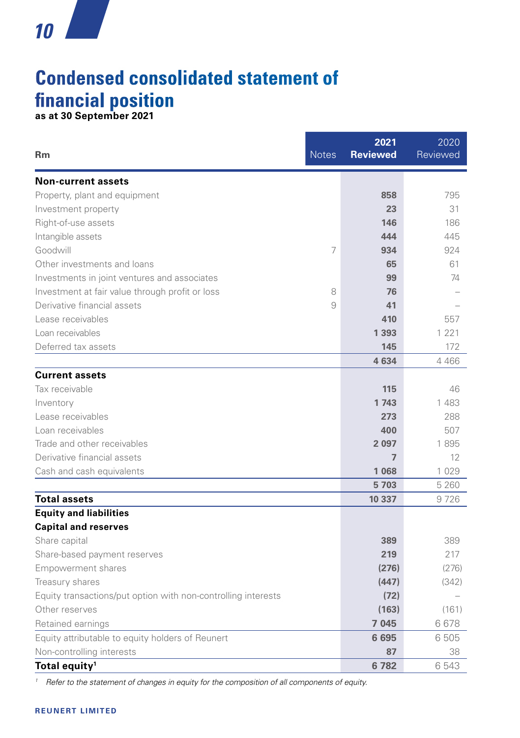# Condensed consolidated statement of financial position

**as at 30 September 2021**

| Rm | Notes | 2021 Reviewed | 2020 Reviewed |
|---|---|---|---|
| **Non-current assets** | | | |
| Property, plant and equipment | | **858** | 795 |
| Investment property | | **23** | 31 |
| Right-of-use assets | | **146** | 186 |
| Intangible assets | | **444** | 445 |
| Goodwill | 7 | **934** | 924 |
| Other investments and loans | | **65** | 61 |
| Investments in joint ventures and associates | | **99** | 74 |
| Investment at fair value through profit or loss | 8 | **76** | – |
| Derivative financial assets | 9 | **41** | – |
| Lease receivables | | **410** | 557 |
| Loan receivables | | **1 393** | 1 221 |
| Deferred tax assets | | **145** | 172 |
| | | **4 634** | 4 466 |
| **Current assets** | | | |
| Tax receivable | | **115** | 46 |
| Inventory | | **1 743** | 1 483 |
| Lease receivables | | **273** | 288 |
| Loan receivables | | **400** | 507 |
| Trade and other receivables | | **2 097** | 1 895 |
| Derivative financial assets | | **7** | 12 |
| Cash and cash equivalents | | **1 068** | 1 029 |
| | | **5 703** | 5 260 |
| **Total assets** | | **10 337** | 9 726 |
| **Equity and liabilities** | | | |
| **Capital and reserves** | | | |
| Share capital | | **389** | 389 |
| Share-based payment reserves | | **219** | 217 |
| Empowerment shares | | **(276)** | (276) |
| Treasury shares | | **(447)** | (342) |
| Equity transactions/put option with non-controlling interests | | **(72)** | – |
| Other reserves | | **(163)** | (161) |
| Retained earnings | | **7 045** | 6 678 |
| Equity attributable to equity holders of Reunert | | **6 695** | 6 505 |
| Non-controlling interests | | **87** | 38 |
| **Total equity**[1] | | **6 782** | 6 543 |

[1] *Refer to the statement of changes in equity for the composition of all components of equity.*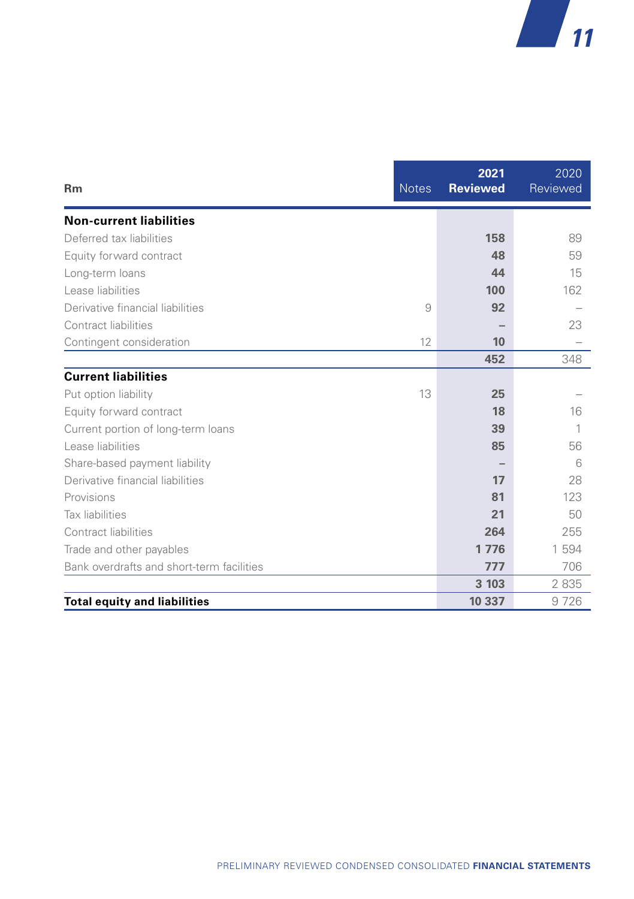| Rm | Notes | 2021 Reviewed | 2020 Reviewed |
|---|---|---|---|
| **Non-current liabilities** | | | |
| Deferred tax liabilities | | **158** | 89 |
| Equity forward contract | | **48** | 59 |
| Long-term loans | | **44** | 15 |
| Lease liabilities | | **100** | 162 |
| Derivative financial liabilities | 9 | **92** | – |
| Contract liabilities | | **–** | 23 |
| Contingent consideration | 12 | **10** | – |
| | | **452** | 348 |
| **Current liabilities** | | | |
| Put option liability | 13 | **25** | – |
| Equity forward contract | | **18** | 16 |
| Current portion of long-term loans | | **39** | 1 |
| Lease liabilities | | **85** | 56 |
| Share-based payment liability | | **–** | 6 |
| Derivative financial liabilities | | **17** | 28 |
| Provisions | | **81** | 123 |
| Tax liabilities | | **21** | 50 |
| Contract liabilities | | **264** | 255 |
| Trade and other payables | | **1 776** | 1 594 |
| Bank overdrafts and short-term facilities | | **777** | 706 |
| | | **3 103** | 2 835 |
| **Total equity and liabilities** | | **10 337** | 9 726 |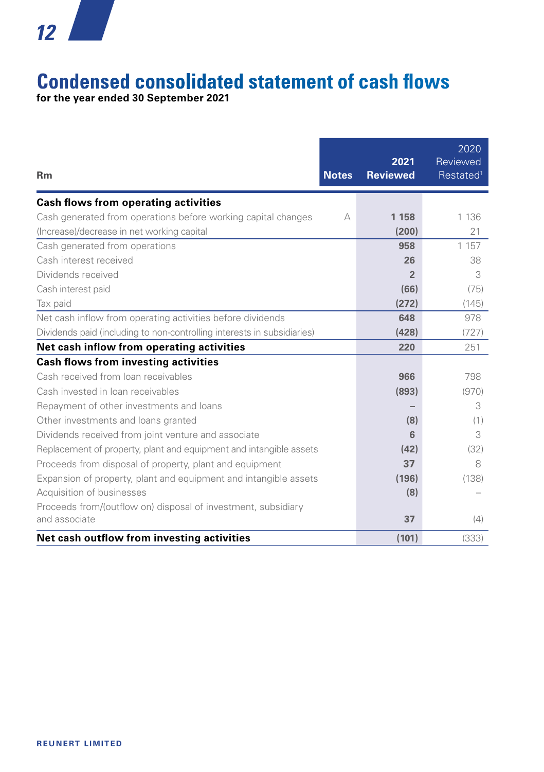# Condensed consolidated statement of cash flows

**for the year ended 30 September 2021**

| Rm | Notes | 2021 Reviewed | 2020 Reviewed Restated[1] |
|---|---|---|---|
| **Cash flows from operating activities** | | | |
| Cash generated from operations before working capital changes | A | **1 158** | 1 136 |
| (Increase)/decrease in net working capital | | **(200)** | 21 |
| Cash generated from operations | | **958** | 1 157 |
| Cash interest received | | **26** | 38 |
| Dividends received | | **2** | 3 |
| Cash interest paid | | **(66)** | (75) |
| Tax paid | | **(272)** | (145) |
| Net cash inflow from operating activities before dividends | | **648** | 978 |
| Dividends paid (including to non-controlling interests in subsidiaries) | | **(428)** | (727) |
| **Net cash inflow from operating activities** | | **220** | 251 |
| **Cash flows from investing activities** | | | |
| Cash received from loan receivables | | **966** | 798 |
| Cash invested in loan receivables | | **(893)** | (970) |
| Repayment of other investments and loans | | **–** | 3 |
| Other investments and loans granted | | **(8)** | (1) |
| Dividends received from joint venture and associate | | **6** | 3 |
| Replacement of property, plant and equipment and intangible assets | | **(42)** | (32) |
| Proceeds from disposal of property, plant and equipment | | **37** | 8 |
| Expansion of property, plant and equipment and intangible assets | | **(196)** | (138) |
| Acquisition of businesses | | **(8)** | – |
| Proceeds from/(outflow on) disposal of investment, subsidiary and associate | | **37** | (4) |
| **Net cash outflow from investing activities** | | **(101)** | (333) |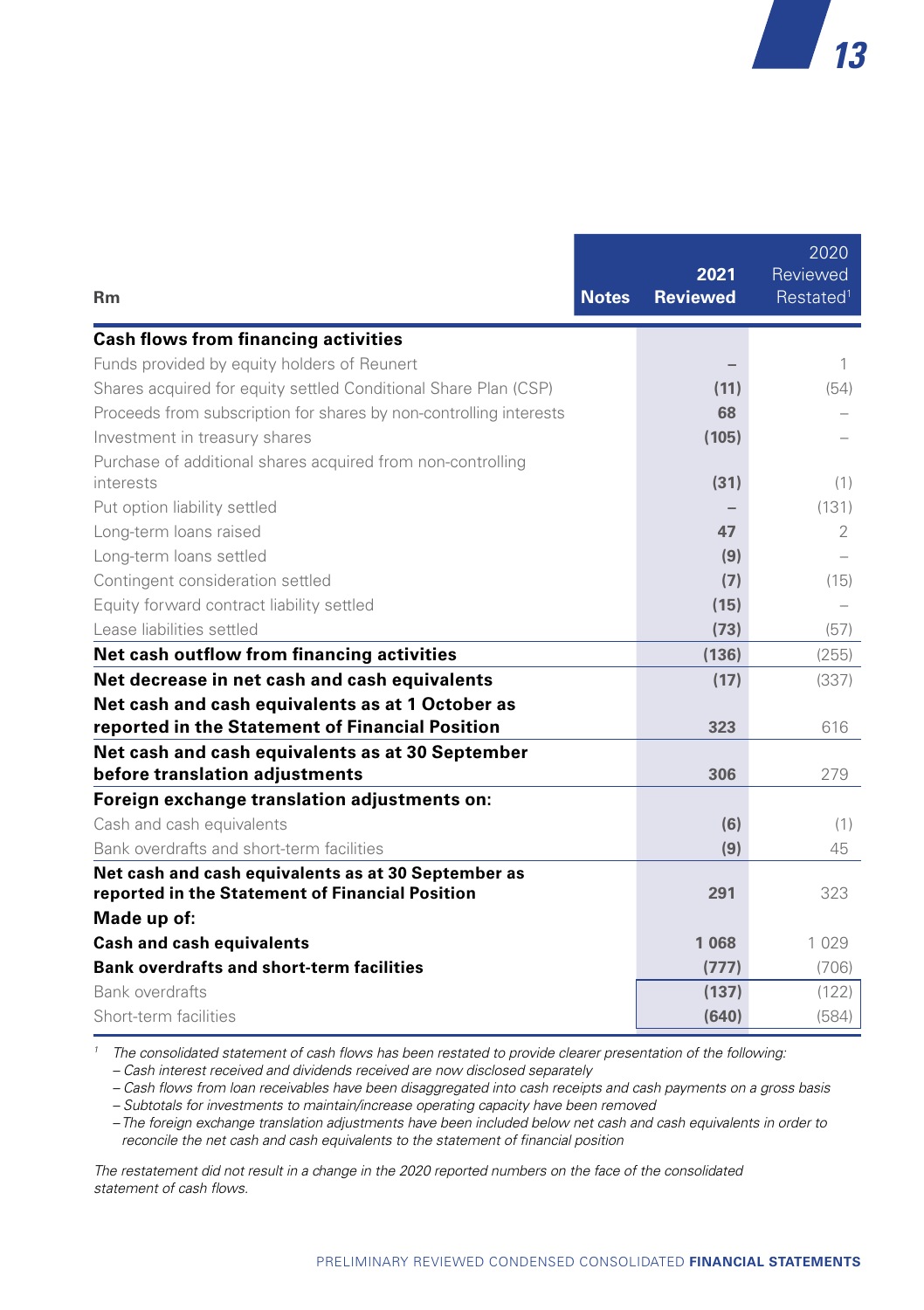| Rm | Notes | 2021 Reviewed | 2020 Reviewed Restated[1] |
|---|---|---|---|
| **Cash flows from financing activities** | | | |
| Funds provided by equity holders of Reunert | | – | 1 |
| Shares acquired for equity settled Conditional Share Plan (CSP) | | **(11)** | (54) |
| Proceeds from subscription for shares by non-controlling interests | | **68** | – |
| Investment in treasury shares | | **(105)** | – |
| Purchase of additional shares acquired from non-controlling interests | | **(31)** | (1) |
| Put option liability settled | | – | (131) |
| Long-term loans raised | | **47** | 2 |
| Long-term loans settled | | **(9)** | – |
| Contingent consideration settled | | **(7)** | (15) |
| Equity forward contract liability settled | | **(15)** | – |
| Lease liabilities settled | | **(73)** | (57) |
| **Net cash outflow from financing activities** | | **(136)** | (255) |
| **Net decrease in net cash and cash equivalents** | | **(17)** | (337) |
| **Net cash and cash equivalents as at 1 October as reported in the Statement of Financial Position** | | **323** | 616 |
| **Net cash and cash equivalents as at 30 September before translation adjustments** | | **306** | 279 |
| **Foreign exchange translation adjustments on:** | | | |
| Cash and cash equivalents | | **(6)** | (1) |
| Bank overdrafts and short-term facilities | | **(9)** | 45 |
| **Net cash and cash equivalents as at 30 September as reported in the Statement of Financial Position** | | **291** | 323 |
| **Made up of:** | | | |
| **Cash and cash equivalents** | | **1 068** | 1 029 |
| **Bank overdrafts and short-term facilities** | | **(777)** | (706) |
| Bank overdrafts | | **(137)** | (122) |
| Short-term facilities | | **(640)** | (584) |

[1] *The consolidated statement of cash flows has been restated to provide clearer presentation of the following:*
- *Cash interest received and dividends received are now disclosed separately*
- *Cash flows from loan receivables have been disaggregated into cash receipts and cash payments on a gross basis*
- *Subtotals for investments to maintain/increase operating capacity have been removed*
- *The foreign exchange translation adjustments have been included below net cash and cash equivalents in order to reconcile the net cash and cash equivalents to the statement of financial position*

*The restatement did not result in a change in the 2020 reported numbers on the face of the consolidated statement of cash flows.*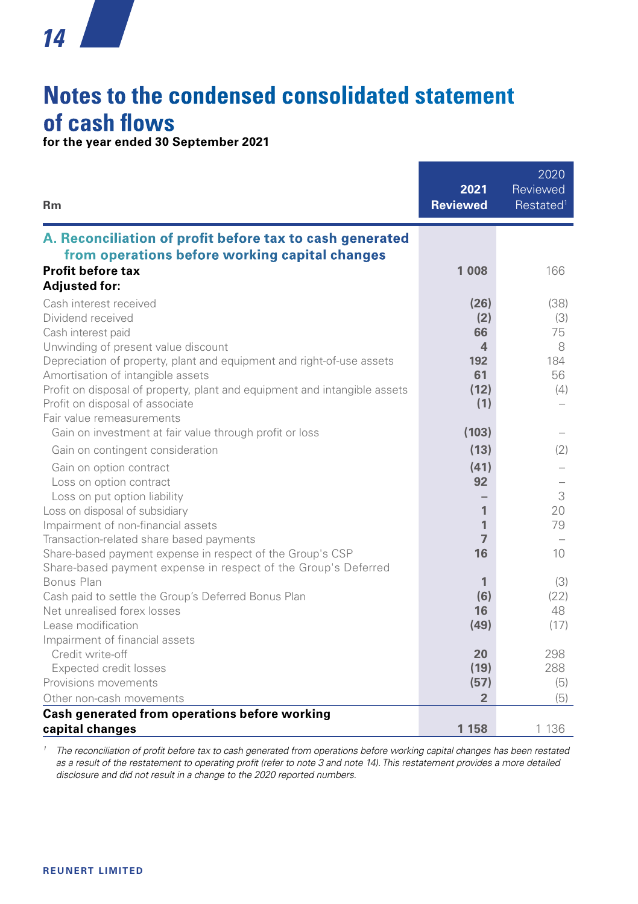# Notes to the condensed consolidated statement of cash flows

**for the year ended 30 September 2021**

| Rm | 2021 Reviewed | 2020 Reviewed Restated[1] |
|---|---|---|
| **A. Reconciliation of profit before tax to cash generated from operations before working capital changes** | | |
| **Profit before tax** | **1 008** | 166 |
| **Adjusted for:** | | |
| Cash interest received | **(26)** | (38) |
| Dividend received | **(2)** | (3) |
| Cash interest paid | **66** | 75 |
| Unwinding of present value discount | **4** | 8 |
| Depreciation of property, plant and equipment and right-of-use assets | **192** | 184 |
| Amortisation of intangible assets | **61** | 56 |
| Profit on disposal of property, plant and equipment and intangible assets | **(12)** | (4) |
| Profit on disposal of associate | **(1)** | – |
| Fair value remeasurements | | |
| Gain on investment at fair value through profit or loss | **(103)** | – |
| Gain on contingent consideration | **(13)** | (2) |
| Gain on option contract | **(41)** | – |
| Loss on option contract | **92** | – |
| Loss on put option liability | **–** | 3 |
| Loss on disposal of subsidiary | **1** | 20 |
| Impairment of non-financial assets | **1** | 79 |
| Transaction-related share based payments | **7** | – |
| Share-based payment expense in respect of the Group's CSP | **16** | 10 |
| Share-based payment expense in respect of the Group's Deferred Bonus Plan | **1** | (3) |
| Cash paid to settle the Group's Deferred Bonus Plan | **(6)** | (22) |
| Net unrealised forex losses | **16** | 48 |
| Lease modification | **(49)** | (17) |
| Impairment of financial assets | | |
| Credit write-off | **20** | 298 |
| Expected credit losses | **(19)** | 288 |
| Provisions movements | **(57)** | (5) |
| Other non-cash movements | **2** | (5) |
| **Cash generated from operations before working capital changes** | **1 158** | 1 136 |

[1] *The reconciliation of profit before tax to cash generated from operations before working capital changes has been restated as a result of the restatement to operating profit (refer to note 3 and note 14). This restatement provides a more detailed disclosure and did not result in a change to the 2020 reported numbers.*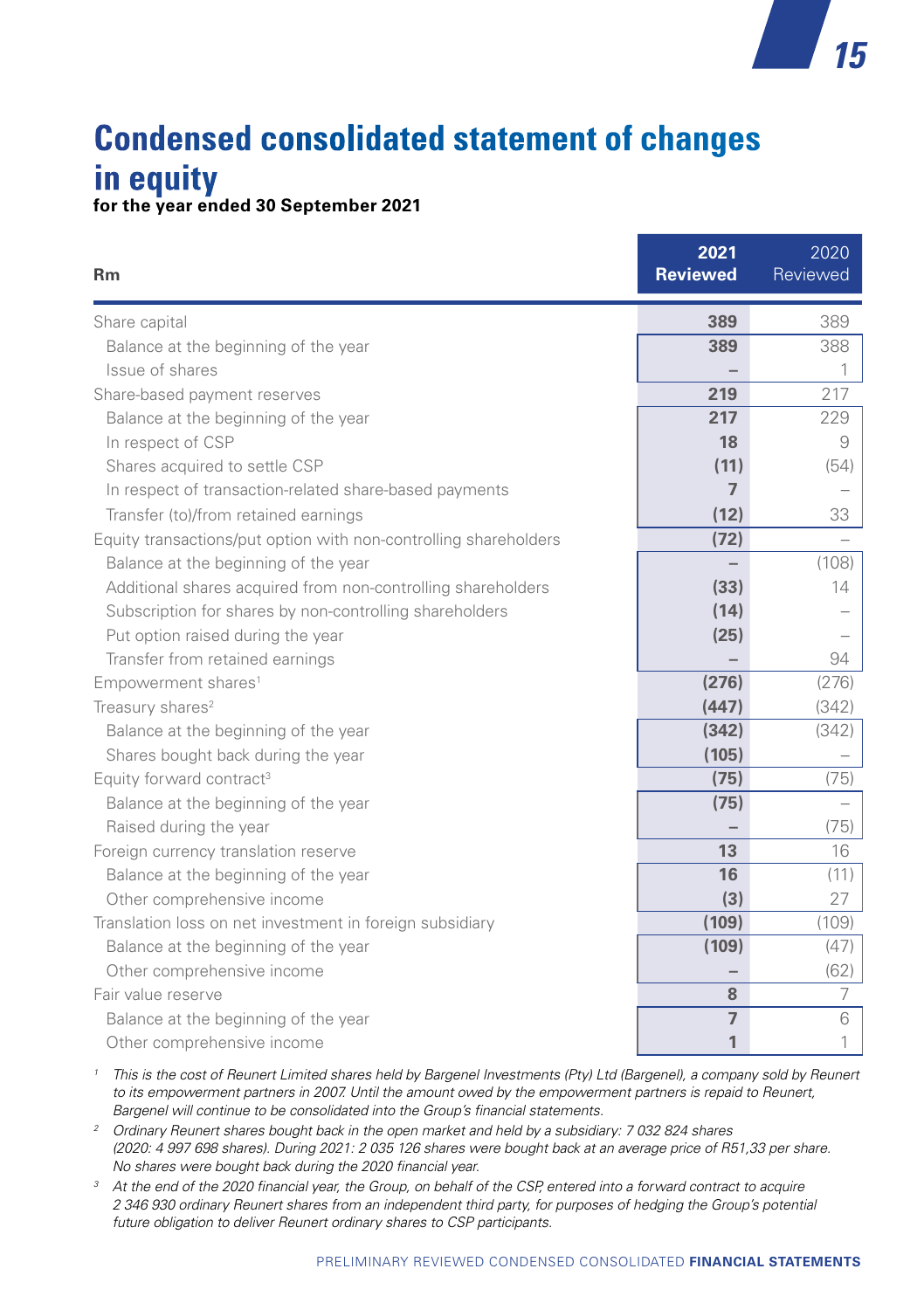# Condensed consolidated statement of changes in equity

**for the year ended 30 September 2021**

| Rm | **2021 Reviewed** | 2020 Reviewed |
|---|---|---|
| Share capital | **389** | 389 |
| Balance at the beginning of the year | **389** | 388 |
| Issue of shares | **–** | 1 |
| Share-based payment reserves | **219** | 217 |
| Balance at the beginning of the year | **217** | 229 |
| In respect of CSP | **18** | 9 |
| Shares acquired to settle CSP | **(11)** | (54) |
| In respect of transaction-related share-based payments | **7** | – |
| Transfer (to)/from retained earnings | **(12)** | 33 |
| Equity transactions/put option with non-controlling shareholders | **(72)** | – |
| Balance at the beginning of the year | **–** | (108) |
| Additional shares acquired from non-controlling shareholders | **(33)** | 14 |
| Subscription for shares by non-controlling shareholders | **(14)** | – |
| Put option raised during the year | **(25)** | – |
| Transfer from retained earnings | **–** | 94 |
| Empowerment shares[1] | **(276)** | (276) |
| Treasury shares[2] | **(447)** | (342) |
| Balance at the beginning of the year | **(342)** | (342) |
| Shares bought back during the year | **(105)** | – |
| Equity forward contract[3] | **(75)** | (75) |
| Balance at the beginning of the year | **(75)** | – |
| Raised during the year | **–** | (75) |
| Foreign currency translation reserve | **13** | 16 |
| Balance at the beginning of the year | **16** | (11) |
| Other comprehensive income | **(3)** | 27 |
| Translation loss on net investment in foreign subsidiary | **(109)** | (109) |
| Balance at the beginning of the year | **(109)** | (47) |
| Other comprehensive income | **–** | (62) |
| Fair value reserve | **8** | 7 |
| Balance at the beginning of the year | **7** | 6 |
| Other comprehensive income | **1** | 1 |

[1] *This is the cost of Reunert Limited shares held by Bargenel Investments (Pty) Ltd (Bargenel), a company sold by Reunert to its empowerment partners in 2007. Until the amount owed by the empowerment partners is repaid to Reunert, Bargenel will continue to be consolidated into the Group's financial statements.*

[2] *Ordinary Reunert shares bought back in the open market and held by a subsidiary: 7 032 824 shares (2020: 4 997 698 shares). During 2021: 2 035 126 shares were bought back at an average price of R51,33 per share. No shares were bought back during the 2020 financial year.*

[3] *At the end of the 2020 financial year, the Group, on behalf of the CSP, entered into a forward contract to acquire 2 346 930 ordinary Reunert shares from an independent third party, for purposes of hedging the Group's potential future obligation to deliver Reunert ordinary shares to CSP participants.*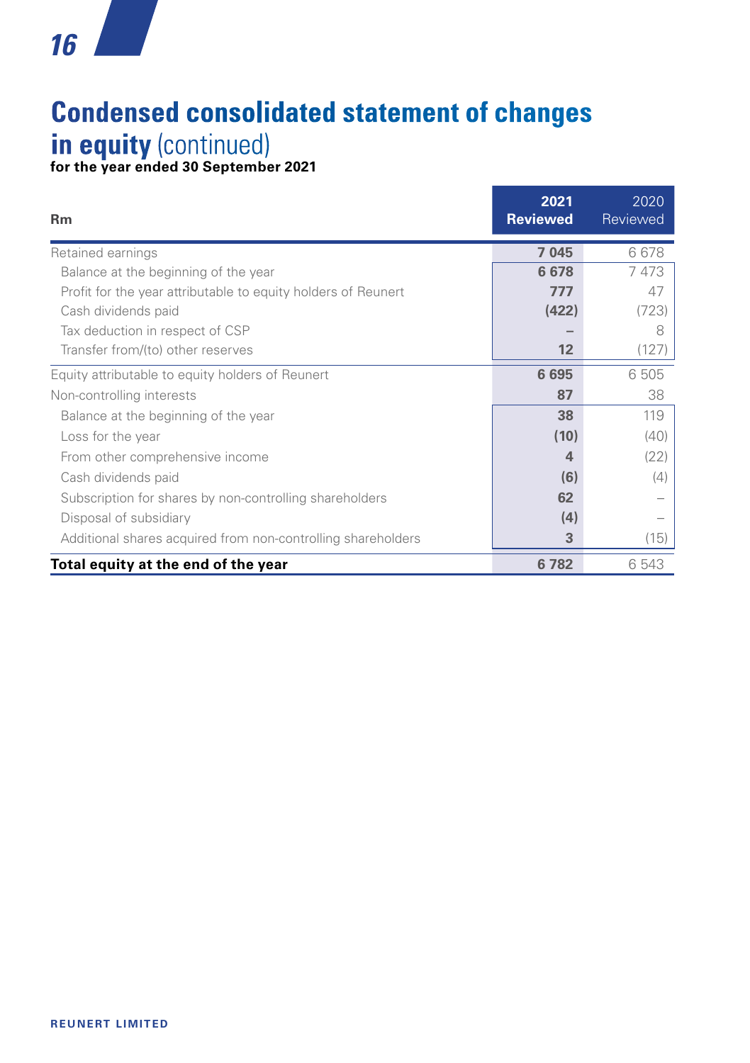# Condensed consolidated statement of changes in equity (continued)

**for the year ended 30 September 2021**

| Rm | 2021 Reviewed | 2020 Reviewed |
|---|---|---|
| Retained earnings | **7 045** | 6 678 |
| Balance at the beginning of the year | **6 678** | 7 473 |
| Profit for the year attributable to equity holders of Reunert | **777** | 47 |
| Cash dividends paid | **(422)** | (723) |
| Tax deduction in respect of CSP | **–** | 8 |
| Transfer from/(to) other reserves | **12** | (127) |
| Equity attributable to equity holders of Reunert | **6 695** | 6 505 |
| Non-controlling interests | **87** | 38 |
| Balance at the beginning of the year | **38** | 119 |
| Loss for the year | **(10)** | (40) |
| From other comprehensive income | **4** | (22) |
| Cash dividends paid | **(6)** | (4) |
| Subscription for shares by non-controlling shareholders | **62** | – |
| Disposal of subsidiary | **(4)** | – |
| Additional shares acquired from non-controlling shareholders | **3** | (15) |
| **Total equity at the end of the year** | **6 782** | 6 543 |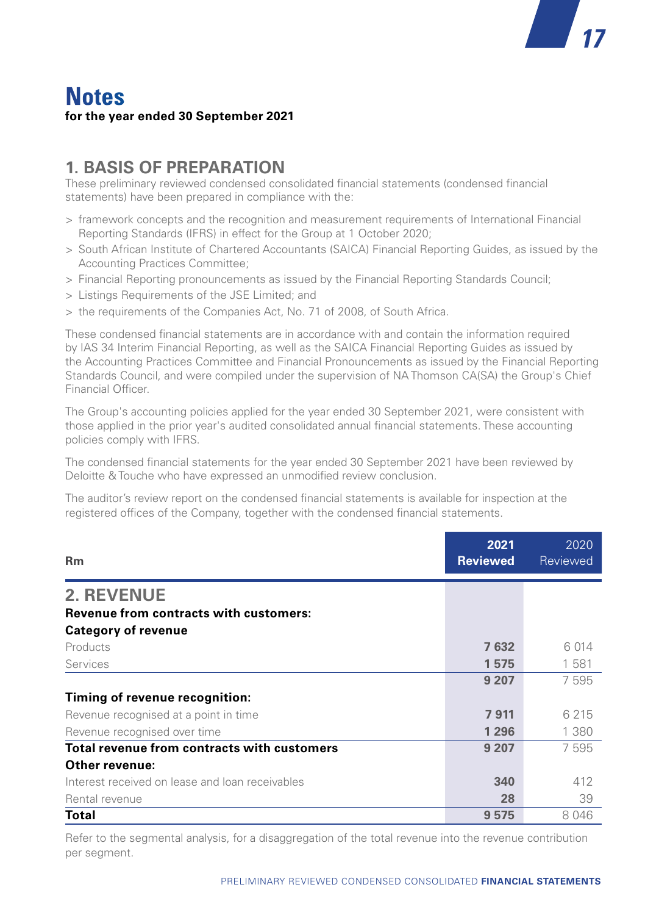# Notes

**for the year ended 30 September 2021**

## 1. BASIS OF PREPARATION

These preliminary reviewed condensed consolidated financial statements (condensed financial statements) have been prepared in compliance with the:

- framework concepts and the recognition and measurement requirements of International Financial Reporting Standards (IFRS) in effect for the Group at 1 October 2020;
- South African Institute of Chartered Accountants (SAICA) Financial Reporting Guides, as issued by the Accounting Practices Committee;
- Financial Reporting pronouncements as issued by the Financial Reporting Standards Council;
- Listings Requirements of the JSE Limited; and
- the requirements of the Companies Act, No. 71 of 2008, of South Africa.

These condensed financial statements are in accordance with and contain the information required by IAS 34 Interim Financial Reporting, as well as the SAICA Financial Reporting Guides as issued by the Accounting Practices Committee and Financial Pronouncements as issued by the Financial Reporting Standards Council, and were compiled under the supervision of NA Thomson CA(SA) the Group's Chief Financial Officer.

The Group's accounting policies applied for the year ended 30 September 2021, were consistent with those applied in the prior year's audited consolidated annual financial statements. These accounting policies comply with IFRS.

The condensed financial statements for the year ended 30 September 2021 have been reviewed by Deloitte & Touche who have expressed an unmodified review conclusion.

The auditor's review report on the condensed financial statements is available for inspection at the registered offices of the Company, together with the condensed financial statements.

| Rm | **2021 Reviewed** | 2020 Reviewed |
|---|---|---|
| **2. REVENUE** | | |
| **Revenue from contracts with customers:** | | |
| **Category of revenue** | | |
| Products | **7 632** | 6 014 |
| Services | **1 575** | 1 581 |
| | **9 207** | 7 595 |
| **Timing of revenue recognition:** | | |
| Revenue recognised at a point in time | **7 911** | 6 215 |
| Revenue recognised over time | **1 296** | 1 380 |
| **Total revenue from contracts with customers** | **9 207** | 7 595 |
| **Other revenue:** | | |
| Interest received on lease and loan receivables | **340** | 412 |
| Rental revenue | **28** | 39 |
| **Total** | **9 575** | 8 046 |

Refer to the segmental analysis, for a disaggregation of the total revenue into the revenue contribution per segment.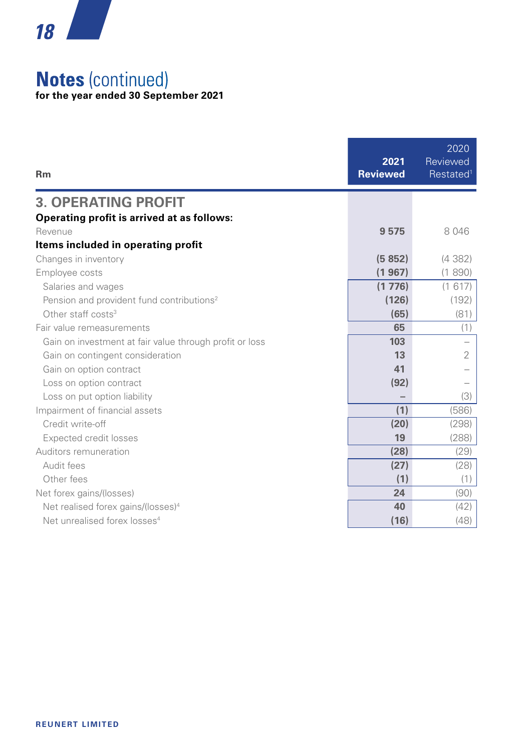# Notes (continued)

**for the year ended 30 September 2021**

| Rm | 2021 Reviewed | 2020 Reviewed Restated[1] |
|---|---|---|
| **3. OPERATING PROFIT** | | |
| **Operating profit is arrived at as follows:** | | |
| Revenue | **9 575** | 8 046 |
| **Items included in operating profit** | | |
| Changes in inventory | **(5 852)** | (4 382) |
| Employee costs | **(1 967)** | (1 890) |
| Salaries and wages | **(1 776)** | (1 617) |
| Pension and provident fund contributions[2] | **(126)** | (192) |
| Other staff costs[3] | **(65)** | (81) |
| Fair value remeasurements | **65** | (1) |
| Gain on investment at fair value through profit or loss | **103** | – |
| Gain on contingent consideration | **13** | 2 |
| Gain on option contract | **41** | – |
| Loss on option contract | **(92)** | – |
| Loss on put option liability | **–** | (3) |
| Impairment of financial assets | **(1)** | (586) |
| Credit write-off | **(20)** | (298) |
| Expected credit losses | **19** | (288) |
| Auditors remuneration | **(28)** | (29) |
| Audit fees | **(27)** | (28) |
| Other fees | **(1)** | (1) |
| Net forex gains/(losses) | **24** | (90) |
| Net realised forex gains/(losses)[4] | **40** | (42) |
| Net unrealised forex losses[4] | **(16)** | (48) |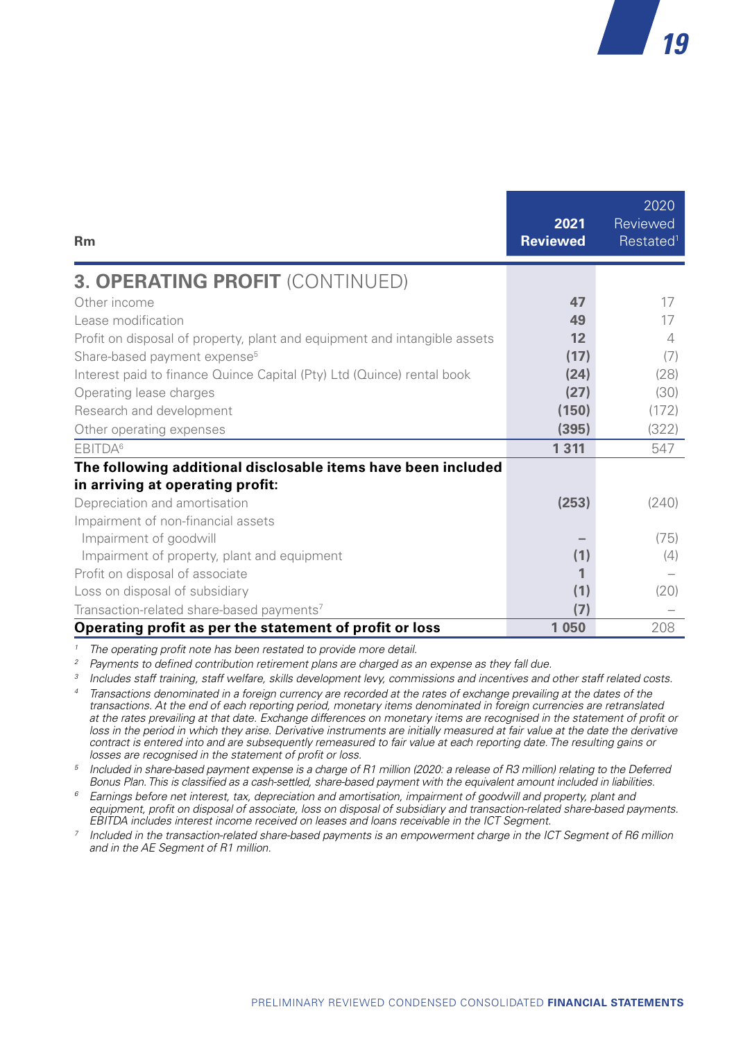| Rm | 2021 Reviewed | 2020 Reviewed Restated[1] |
|---|---|---|
| **3. OPERATING PROFIT** (CONTINUED) | | |
| Other income | **47** | 17 |
| Lease modification | **49** | 17 |
| Profit on disposal of property, plant and equipment and intangible assets | **12** | 4 |
| Share-based payment expense[5] | **(17)** | (7) |
| Interest paid to finance Quince Capital (Pty) Ltd (Quince) rental book | **(24)** | (28) |
| Operating lease charges | **(27)** | (30) |
| Research and development | **(150)** | (172) |
| Other operating expenses | **(395)** | (322) |
| EBITDA[6] | **1 311** | 547 |
| **The following additional disclosable items have been included in arriving at operating profit:** | | |
| Depreciation and amortisation | **(253)** | (240) |
| Impairment of non-financial assets | | |
| Impairment of goodwill | **–** | (75) |
| Impairment of property, plant and equipment | **(1)** | (4) |
| Profit on disposal of associate | **1** | – |
| Loss on disposal of subsidiary | **(1)** | (20) |
| Transaction-related share-based payments[7] | **(7)** | – |
| **Operating profit as per the statement of profit or loss** | **1 050** | 208 |

[1] *The operating profit note has been restated to provide more detail.*

[2] *Payments to defined contribution retirement plans are charged as an expense as they fall due.*

[3] *Includes staff training, staff welfare, skills development levy, commissions and incentives and other staff related costs.*

[4] *Transactions denominated in a foreign currency are recorded at the rates of exchange prevailing at the dates of the transactions. At the end of each reporting period, monetary items denominated in foreign currencies are retranslated at the rates prevailing at that date. Exchange differences on monetary items are recognised in the statement of profit or loss in the period in which they arise. Derivative instruments are initially measured at fair value at the date the derivative contract is entered into and are subsequently remeasured to fair value at each reporting date. The resulting gains or losses are recognised in the statement of profit or loss.*

[5] *Included in share-based payment expense is a charge of R1 million (2020: a release of R3 million) relating to the Deferred Bonus Plan. This is classified as a cash-settled, share-based payment with the equivalent amount included in liabilities.*

[6] *Earnings before net interest, tax, depreciation and amortisation, impairment of goodwill and property, plant and equipment, profit on disposal of associate, loss on disposal of subsidiary and transaction-related share-based payments. EBITDA includes interest income received on leases and loans receivable in the ICT Segment.*

[7] *Included in the transaction-related share-based payments is an empowerment charge in the ICT Segment of R6 million and in the AE Segment of R1 million.*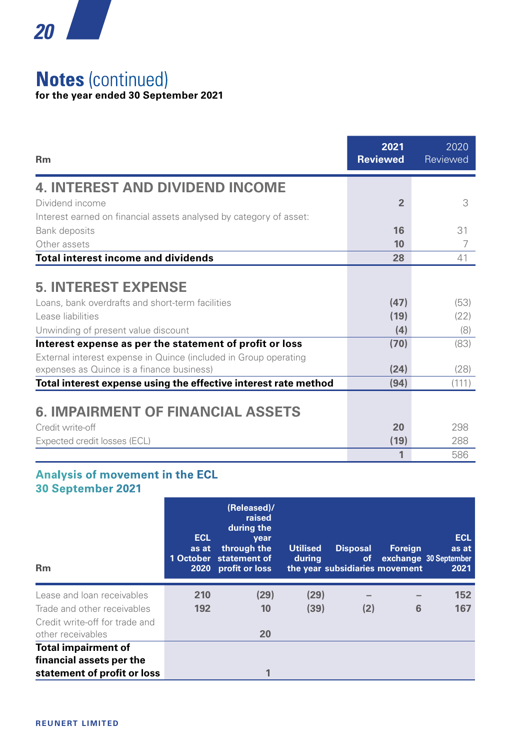# Notes (continued)

**for the year ended 30 September 2021**

| Rm | 2021 Reviewed | 2020 Reviewed |
|---|---|---|
| **4. INTEREST AND DIVIDEND INCOME** | | |
| Dividend income | **2** | 3 |
| Interest earned on financial assets analysed by category of asset: | | |
| Bank deposits | **16** | 31 |
| Other assets | **10** | 7 |
| **Total interest income and dividends** | **28** | 41 |
| **5. INTEREST EXPENSE** | | |
| Loans, bank overdrafts and short-term facilities | **(47)** | (53) |
| Lease liabilities | **(19)** | (22) |
| Unwinding of present value discount | **(4)** | (8) |
| **Interest expense as per the statement of profit or loss** | **(70)** | (83) |
| External interest expense in Quince (included in Group operating expenses as Quince is a finance business) | **(24)** | (28) |
| **Total interest expense using the effective interest rate method** | **(94)** | (111) |
| **6. IMPAIRMENT OF FINANCIAL ASSETS** | | |
| Credit write-off | **20** | 298 |
| Expected credit losses (ECL) | **(19)** | 288 |
| | **1** | 586 |

## Analysis of movement in the ECL 30 September 2021

| Rm | ECL as at 1 October 2020 | (Released)/ raised during the year through the statement of profit or loss | Utilised during the year | Disposal of subsidiaries | Foreign exchange movement | ECL as at 30 September 2021 |
|---|---|---|---|---|---|---|
| Lease and loan receivables | 210 | (29) | (29) | – | – | 152 |
| Trade and other receivables | 192 | 10 | (39) | (2) | 6 | 167 |
| Credit write-off for trade and other receivables | | 20 | | | | |
| **Total impairment of financial assets per the statement of profit or loss** | | 1 | | | | |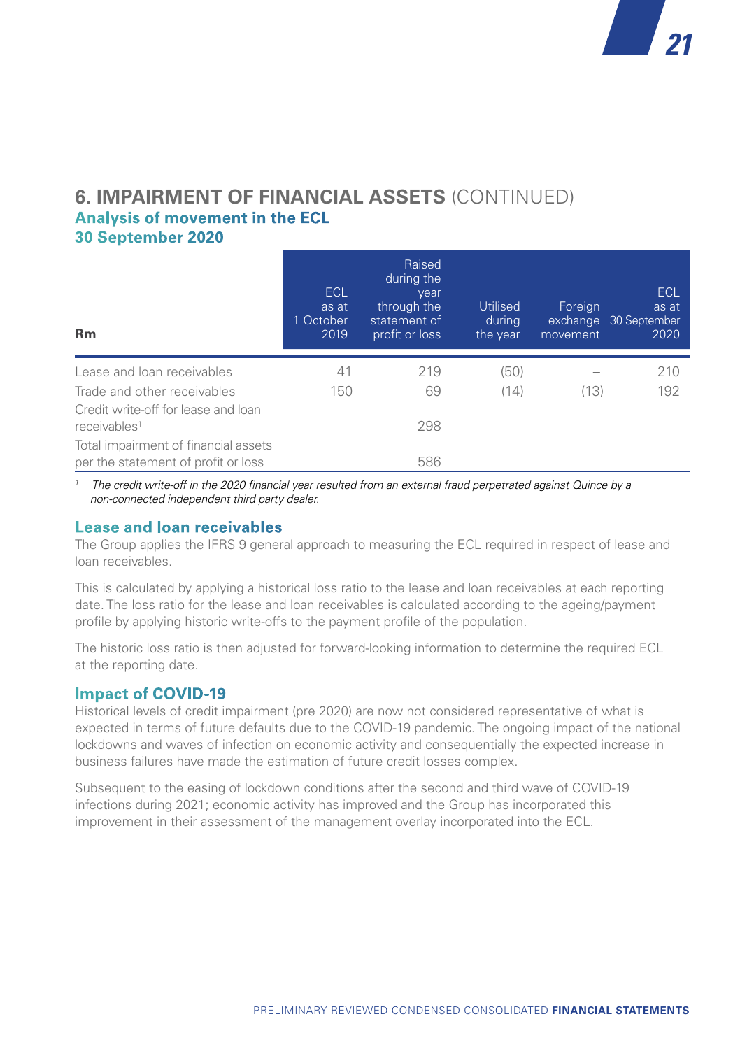## 6. IMPAIRMENT OF FINANCIAL ASSETS (CONTINUED)

### Analysis of movement in the ECL

### 30 September 2020

| Rm | ECL as at 1 October 2019 | Raised during the year through the statement of profit or loss | Utilised during the year | Foreign exchange movement | ECL as at 30 September 2020 |
|---|---|---|---|---|---|
| Lease and loan receivables | 41 | 219 | (50) | – | 210 |
| Trade and other receivables | 150 | 69 | (14) | (13) | 192 |
| Credit write-off for lease and loan receivables[1] | | 298 | | | |
| Total impairment of financial assets per the statement of profit or loss | | 586 | | | |

[1] *The credit write-off in the 2020 financial year resulted from an external fraud perpetrated against Quince by a non-connected independent third party dealer.*

### Lease and loan receivables

The Group applies the IFRS 9 general approach to measuring the ECL required in respect of lease and loan receivables.

This is calculated by applying a historical loss ratio to the lease and loan receivables at each reporting date. The loss ratio for the lease and loan receivables is calculated according to the ageing/payment profile by applying historic write-offs to the payment profile of the population.

The historic loss ratio is then adjusted for forward-looking information to determine the required ECL at the reporting date.

### Impact of COVID-19

Historical levels of credit impairment (pre 2020) are now not considered representative of what is expected in terms of future defaults due to the COVID-19 pandemic. The ongoing impact of the national lockdowns and waves of infection on economic activity and consequentially the expected increase in business failures have made the estimation of future credit losses complex.

Subsequent to the easing of lockdown conditions after the second and third wave of COVID-19 infections during 2021; economic activity has improved and the Group has incorporated this improvement in their assessment of the management overlay incorporated into the ECL.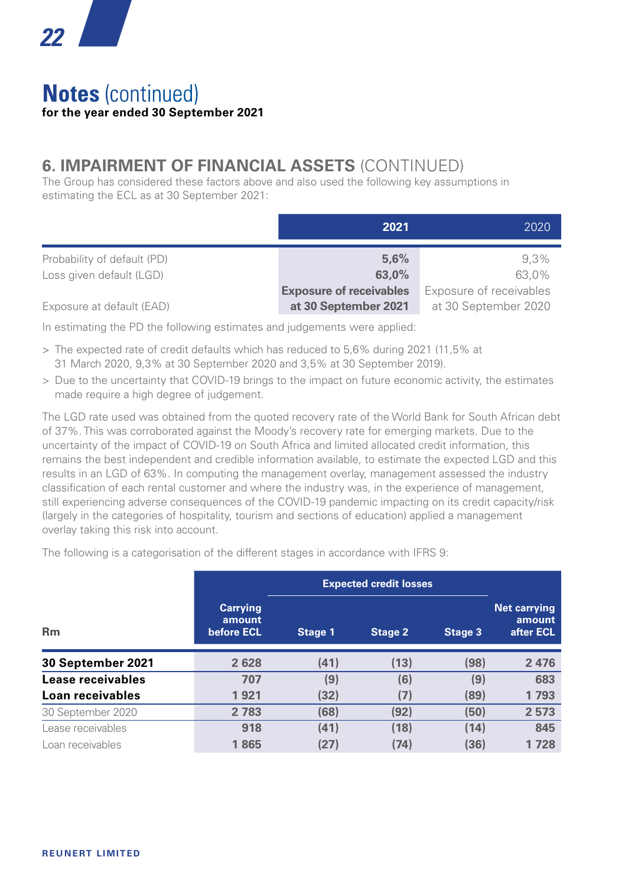# Notes (continued)

**for the year ended 30 September 2021**

## 6. IMPAIRMENT OF FINANCIAL ASSETS (CONTINUED)

The Group has considered these factors above and also used the following key assumptions in estimating the ECL as at 30 September 2021:

| | **2021** | 2020 |
|---|---|---|
| Probability of default (PD) | **5,6%** | 9,3% |
| Loss given default (LGD) | **63,0%** | 63,0% |
| Exposure at default (EAD) | **Exposure of receivables at 30 September 2021** | Exposure of receivables at 30 September 2020 |

In estimating the PD the following estimates and judgements were applied:

> The expected rate of credit defaults which has reduced to 5,6% during 2021 (11,5% at 31 March 2020, 9,3% at 30 September 2020 and 3,5% at 30 September 2019).

> Due to the uncertainty that COVID-19 brings to the impact on future economic activity, the estimates made require a high degree of judgement.

The LGD rate used was obtained from the quoted recovery rate of the World Bank for South African debt of 37%. This was corroborated against the Moody's recovery rate for emerging markets. Due to the uncertainty of the impact of COVID-19 on South Africa and limited allocated credit information, this remains the best independent and credible information available, to estimate the expected LGD and this results in an LGD of 63%. In computing the management overlay, management assessed the industry classification of each rental customer and where the industry was, in the experience of management, still experiencing adverse consequences of the COVID-19 pandemic impacting on its credit capacity/risk (largely in the categories of hospitality, tourism and sections of education) applied a management overlay taking this risk into account.

The following is a categorisation of the different stages in accordance with IFRS 9:

| | | **Expected credit losses** | | | |
|---|---|---|---|---|---|
| **Rm** | **Carrying amount before ECL** | **Stage 1** | **Stage 2** | **Stage 3** | **Net carrying amount after ECL** |
| **30 September 2021** | **2 628** | **(41)** | **(13)** | **(98)** | **2 476** |
| **Lease receivables** | **707** | **(9)** | **(6)** | **(9)** | **683** |
| **Loan receivables** | **1 921** | **(32)** | **(7)** | **(89)** | **1 793** |
| 30 September 2020 | 2 783 | (68) | (92) | (50) | 2 573 |
| Lease receivables | 918 | (41) | (18) | (14) | 845 |
| Loan receivables | 1 865 | (27) | (74) | (36) | 1 728 |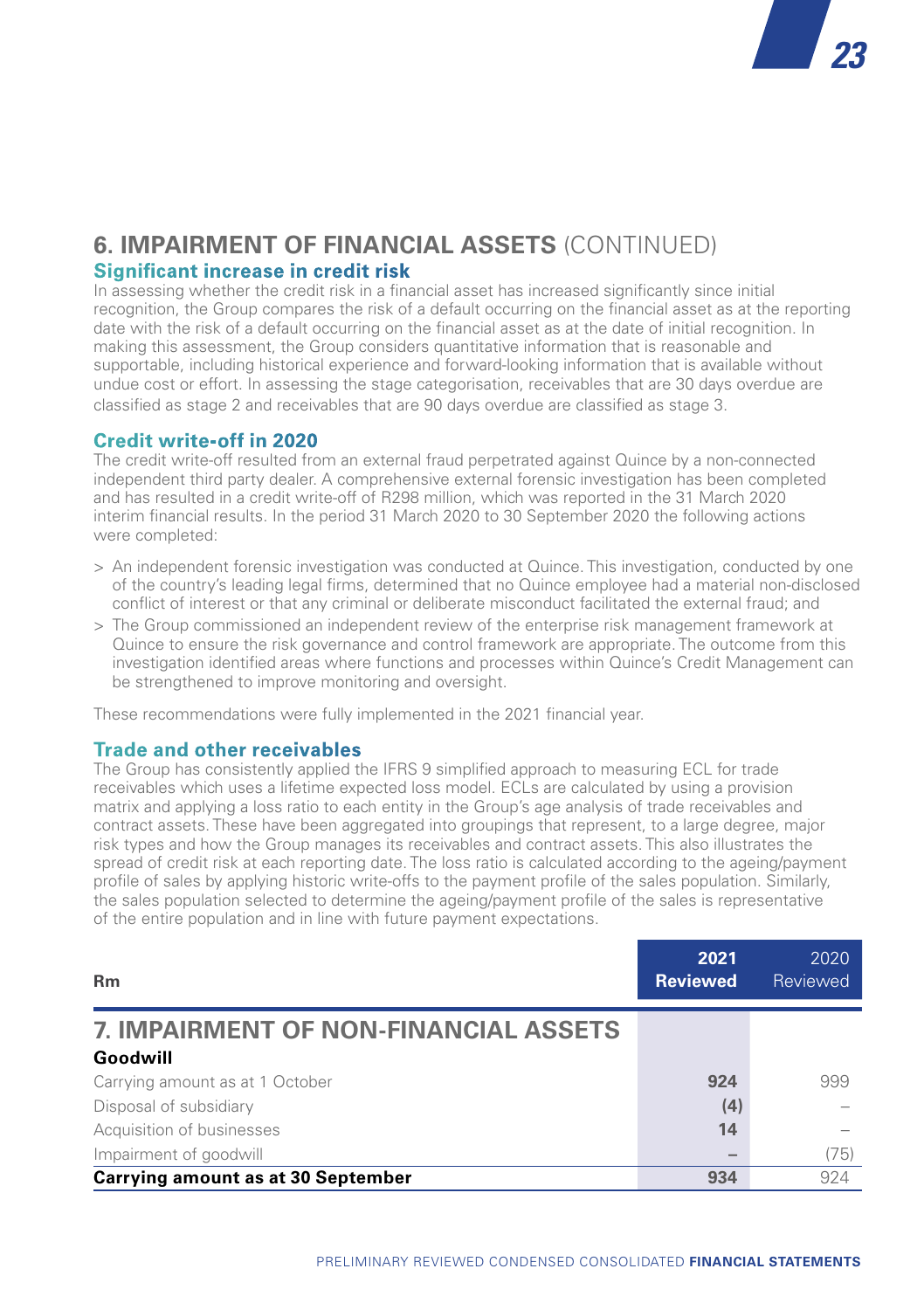## 6. IMPAIRMENT OF FINANCIAL ASSETS (CONTINUED)

### Significant increase in credit risk

In assessing whether the credit risk in a financial asset has increased significantly since initial recognition, the Group compares the risk of a default occurring on the financial asset as at the reporting date with the risk of a default occurring on the financial asset as at the date of initial recognition. In making this assessment, the Group considers quantitative information that is reasonable and supportable, including historical experience and forward-looking information that is available without undue cost or effort. In assessing the stage categorisation, receivables that are 30 days overdue are classified as stage 2 and receivables that are 90 days overdue are classified as stage 3.

### Credit write-off in 2020

The credit write-off resulted from an external fraud perpetrated against Quince by a non-connected independent third party dealer. A comprehensive external forensic investigation has been completed and has resulted in a credit write-off of R298 million, which was reported in the 31 March 2020 interim financial results. In the period 31 March 2020 to 30 September 2020 the following actions were completed:

- An independent forensic investigation was conducted at Quince. This investigation, conducted by one of the country's leading legal firms, determined that no Quince employee had a material non-disclosed conflict of interest or that any criminal or deliberate misconduct facilitated the external fraud; and
- The Group commissioned an independent review of the enterprise risk management framework at Quince to ensure the risk governance and control framework are appropriate. The outcome from this investigation identified areas where functions and processes within Quince's Credit Management can be strengthened to improve monitoring and oversight.

These recommendations were fully implemented in the 2021 financial year.

### Trade and other receivables

The Group has consistently applied the IFRS 9 simplified approach to measuring ECL for trade receivables which uses a lifetime expected loss model. ECLs are calculated by using a provision matrix and applying a loss ratio to each entity in the Group's age analysis of trade receivables and contract assets. These have been aggregated into groupings that represent, to a large degree, major risk types and how the Group manages its receivables and contract assets. This also illustrates the spread of credit risk at each reporting date. The loss ratio is calculated according to the ageing/payment profile of sales by applying historic write-offs to the payment profile of the sales population. Similarly, the sales population selected to determine the ageing/payment profile of the sales is representative of the entire population and in line with future payment expectations.

| Rm | 2021 Reviewed | 2020 Reviewed |
|---|---|---|
| **7. IMPAIRMENT OF NON-FINANCIAL ASSETS** | | |
| **Goodwill** | | |
| Carrying amount as at 1 October | **924** | 999 |
| Disposal of subsidiary | **(4)** | – |
| Acquisition of businesses | **14** | – |
| Impairment of goodwill | **–** | (75) |
| **Carrying amount as at 30 September** | **934** | 924 |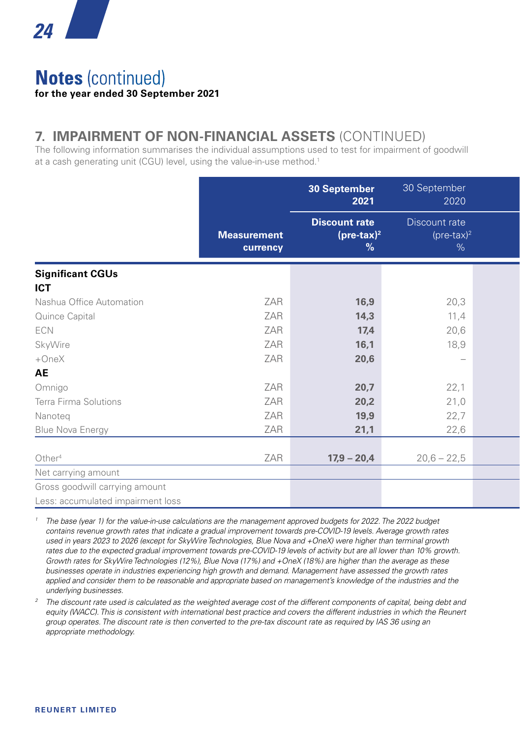# Notes (continued)

**for the year ended 30 September 2021**

## 7. IMPAIRMENT OF NON-FINANCIAL ASSETS (CONTINUED)

The following information summarises the individual assumptions used to test for impairment of goodwill at a cash generating unit (CGU) level, using the value-in-use method.[1]

| | | 30 September 2021 | 30 September 2020 |
|---|---|---|---|
| | **Measurement currency** | **Discount rate (pre-tax)[2] %** | Discount rate (pre-tax)[2] % |
| **Significant CGUs** | | | |
| **ICT** | | | |
| Nashua Office Automation | ZAR | **16,9** | 20,3 |
| Quince Capital | ZAR | **14,3** | 11,4 |
| ECN | ZAR | **17,4** | 20,6 |
| SkyWire | ZAR | **16,1** | 18,9 |
| +OneX | ZAR | **20,6** | – |
| **AE** | | | |
| Omnigo | ZAR | **20,7** | 22,1 |
| Terra Firma Solutions | ZAR | **20,2** | 21,0 |
| Nanoteq | ZAR | **19,9** | 22,7 |
| Blue Nova Energy | ZAR | **21,1** | 22,6 |
| Other[4] | ZAR | **17,9 – 20,4** | 20,6 – 22,5 |
| Net carrying amount | | | |
| Gross goodwill carrying amount | | | |
| Less: accumulated impairment loss | | | |

[1] *The base (year 1) for the value-in-use calculations are the management approved budgets for 2022. The 2022 budget contains revenue growth rates that indicate a gradual improvement towards pre-COVID-19 levels. Average growth rates used in years 2023 to 2026 (except for SkyWire Technologies, Blue Nova and +OneX) were higher than terminal growth rates due to the expected gradual improvement towards pre-COVID-19 levels of activity but are all lower than 10% growth. Growth rates for SkyWire Technologies (12%), Blue Nova (17%) and +OneX (18%) are higher than the average as these businesses operate in industries experiencing high growth and demand. Management have assessed the growth rates applied and consider them to be reasonable and appropriate based on management's knowledge of the industries and the underlying businesses.*

[2] *The discount rate used is calculated as the weighted average cost of the different components of capital, being debt and equity (WACC). This is consistent with international best practice and covers the different industries in which the Reunert group operates. The discount rate is then converted to the pre-tax discount rate as required by IAS 36 using an appropriate methodology.*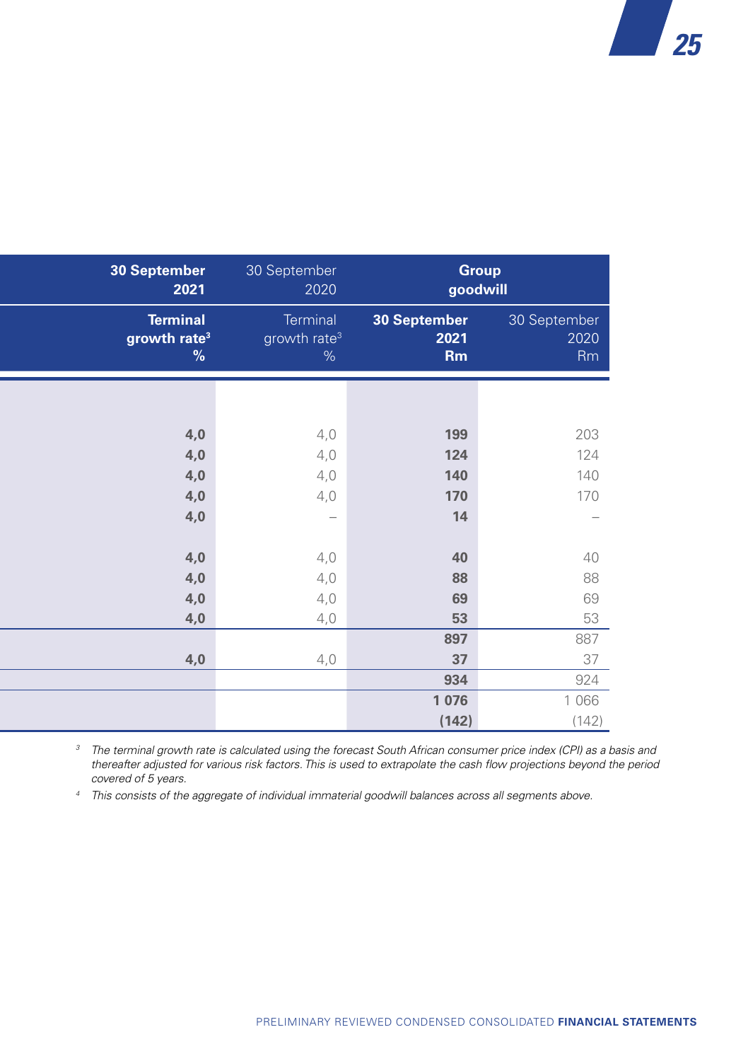| 30 September 2021 | 30 September 2020 | Group goodwill | |
|---|---|---|---|
| **Terminal growth rate[3] %** | Terminal growth rate[3] % | **30 September 2021 Rm** | 30 September 2020 Rm |
| | | | |
| **4,0** | 4,0 | **199** | 203 |
| **4,0** | 4,0 | **124** | 124 |
| **4,0** | 4,0 | **140** | 140 |
| **4,0** | 4,0 | **170** | 170 |
| **4,0** | – | **14** | – |
| | | | |
| **4,0** | 4,0 | **40** | 40 |
| **4,0** | 4,0 | **88** | 88 |
| **4,0** | 4,0 | **69** | 69 |
| **4,0** | 4,0 | **53** | 53 |
| | | **897** | 887 |
| **4,0** | 4,0 | **37** | 37 |
| | | **934** | 924 |
| | | **1 076** | 1 066 |
| | | **(142)** | (142) |

[3] *The terminal growth rate is calculated using the forecast South African consumer price index (CPI) as a basis and thereafter adjusted for various risk factors. This is used to extrapolate the cash flow projections beyond the period covered of 5 years.*

[4] *This consists of the aggregate of individual immaterial goodwill balances across all segments above.*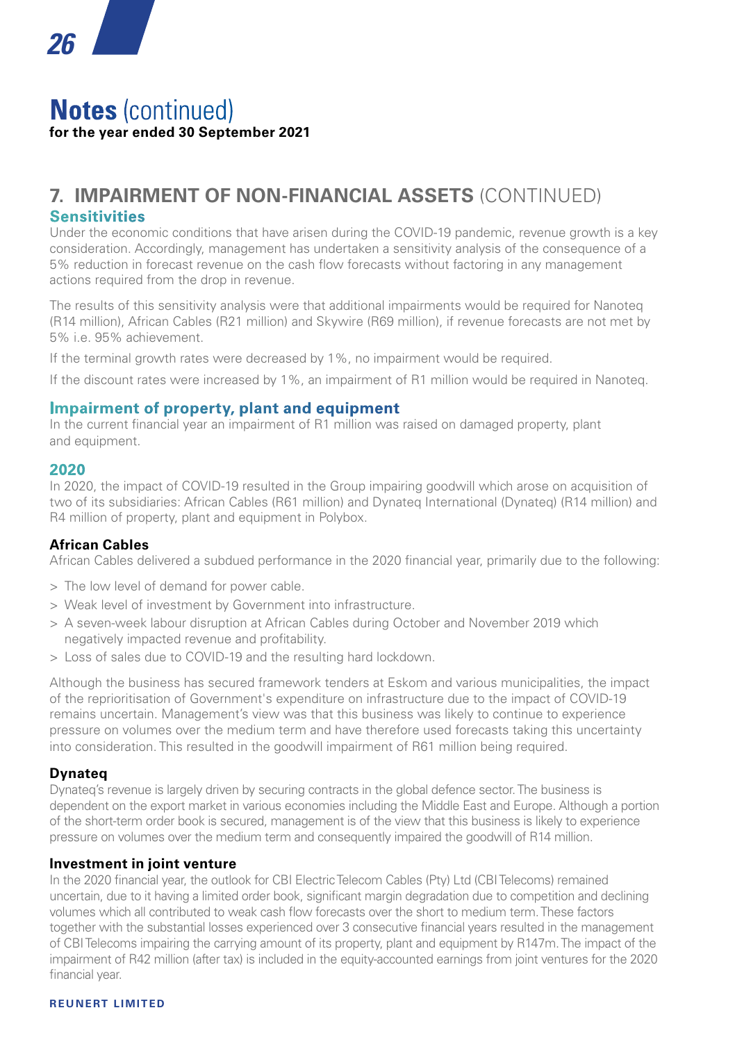# Notes (continued)

**for the year ended 30 September 2021**

## 7. IMPAIRMENT OF NON-FINANCIAL ASSETS (CONTINUED)

### Sensitivities

Under the economic conditions that have arisen during the COVID-19 pandemic, revenue growth is a key consideration. Accordingly, management has undertaken a sensitivity analysis of the consequence of a 5% reduction in forecast revenue on the cash flow forecasts without factoring in any management actions required from the drop in revenue.

The results of this sensitivity analysis were that additional impairments would be required for Nanoteq (R14 million), African Cables (R21 million) and Skywire (R69 million), if revenue forecasts are not met by 5% i.e. 95% achievement.

If the terminal growth rates were decreased by 1%, no impairment would be required.

If the discount rates were increased by 1%, an impairment of R1 million would be required in Nanoteq.

### Impairment of property, plant and equipment

In the current financial year an impairment of R1 million was raised on damaged property, plant and equipment.

### 2020

In 2020, the impact of COVID-19 resulted in the Group impairing goodwill which arose on acquisition of two of its subsidiaries: African Cables (R61 million) and Dynateq International (Dynateq) (R14 million) and R4 million of property, plant and equipment in Polybox.

#### African Cables

African Cables delivered a subdued performance in the 2020 financial year, primarily due to the following:

- The low level of demand for power cable.
- Weak level of investment by Government into infrastructure.
- A seven-week labour disruption at African Cables during October and November 2019 which negatively impacted revenue and profitability.
- Loss of sales due to COVID-19 and the resulting hard lockdown.

Although the business has secured framework tenders at Eskom and various municipalities, the impact of the reprioritisation of Government's expenditure on infrastructure due to the impact of COVID-19 remains uncertain. Management's view was that this business was likely to continue to experience pressure on volumes over the medium term and have therefore used forecasts taking this uncertainty into consideration. This resulted in the goodwill impairment of R61 million being required.

#### Dynateq

Dynateq's revenue is largely driven by securing contracts in the global defence sector. The business is dependent on the export market in various economies including the Middle East and Europe. Although a portion of the short-term order book is secured, management is of the view that this business is likely to experience pressure on volumes over the medium term and consequently impaired the goodwill of R14 million.

#### Investment in joint venture

In the 2020 financial year, the outlook for CBI Electric Telecom Cables (Pty) Ltd (CBI Telecoms) remained uncertain, due to it having a limited order book, significant margin degradation due to competition and declining volumes which all contributed to weak cash flow forecasts over the short to medium term. These factors together with the substantial losses experienced over 3 consecutive financial years resulted in the management of CBI Telecoms impairing the carrying amount of its property, plant and equipment by R147m. The impact of the impairment of R42 million (after tax) is included in the equity-accounted earnings from joint ventures for the 2020 financial year.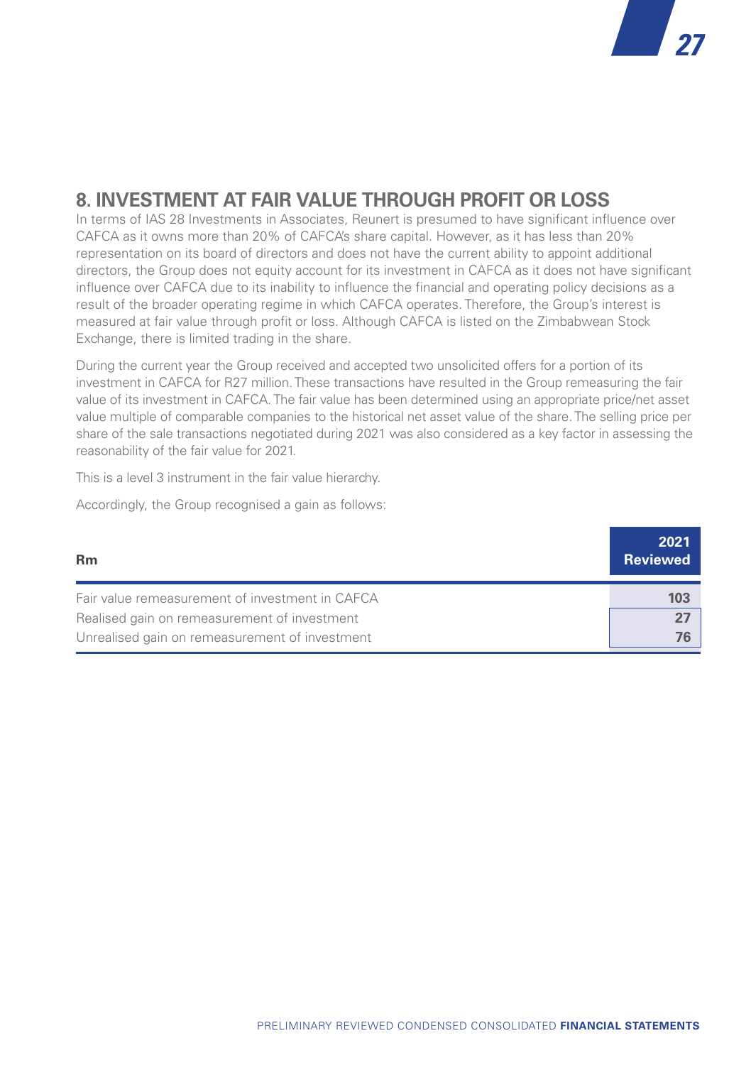## 8. INVESTMENT AT FAIR VALUE THROUGH PROFIT OR LOSS

In terms of IAS 28 Investments in Associates, Reunert is presumed to have significant influence over CAFCA as it owns more than 20% of CAFCA's share capital. However, as it has less than 20% representation on its board of directors and does not have the current ability to appoint additional directors, the Group does not equity account for its investment in CAFCA as it does not have significant influence over CAFCA due to its inability to influence the financial and operating policy decisions as a result of the broader operating regime in which CAFCA operates. Therefore, the Group's interest is measured at fair value through profit or loss. Although CAFCA is listed on the Zimbabwean Stock Exchange, there is limited trading in the share.

During the current year the Group received and accepted two unsolicited offers for a portion of its investment in CAFCA for R27 million. These transactions have resulted in the Group remeasuring the fair value of its investment in CAFCA. The fair value has been determined using an appropriate price/net asset value multiple of comparable companies to the historical net asset value of the share. The selling price per share of the sale transactions negotiated during 2021 was also considered as a key factor in assessing the reasonability of the fair value for 2021.

This is a level 3 instrument in the fair value hierarchy.

Accordingly, the Group recognised a gain as follows:

| Rm | 2021 Reviewed |
|---|---|
| Fair value remeasurement of investment in CAFCA | **103** |
| Realised gain on remeasurement of investment | **27** |
| Unrealised gain on remeasurement of investment | **76** |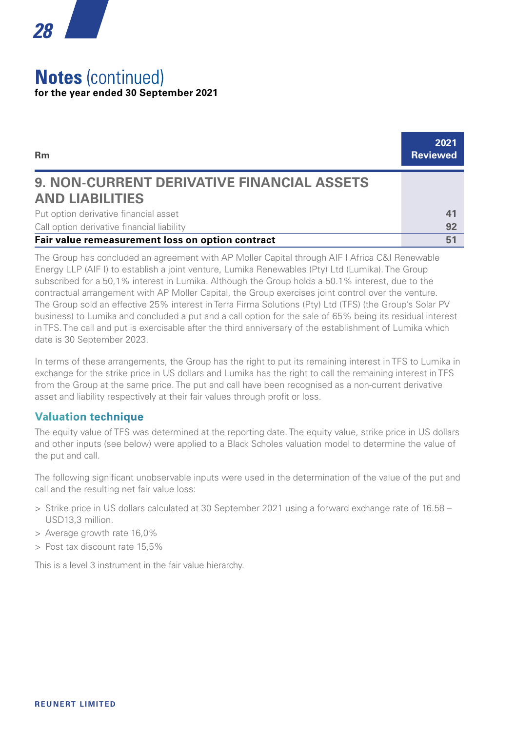# Notes (continued)

**for the year ended 30 September 2021**

| Rm | 2021 Reviewed |
|---|---|
| **9. NON-CURRENT DERIVATIVE FINANCIAL ASSETS AND LIABILITIES** | |
| Put option derivative financial asset | 41 |
| Call option derivative financial liability | 92 |
| **Fair value remeasurement loss on option contract** | **51** |

The Group has concluded an agreement with AP Moller Capital through AIF I Africa C&I Renewable Energy LLP (AIF I) to establish a joint venture, Lumika Renewables (Pty) Ltd (Lumika). The Group subscribed for a 50,1% interest in Lumika. Although the Group holds a 50.1% interest, due to the contractual arrangement with AP Moller Capital, the Group exercises joint control over the venture. The Group sold an effective 25% interest in Terra Firma Solutions (Pty) Ltd (TFS) (the Group's Solar PV business) to Lumika and concluded a put and a call option for the sale of 65% being its residual interest in TFS. The call and put is exercisable after the third anniversary of the establishment of Lumika which date is 30 September 2023.

In terms of these arrangements, the Group has the right to put its remaining interest in TFS to Lumika in exchange for the strike price in US dollars and Lumika has the right to call the remaining interest in TFS from the Group at the same price. The put and call have been recognised as a non-current derivative asset and liability respectively at their fair values through profit or loss.

### Valuation technique

The equity value of TFS was determined at the reporting date. The equity value, strike price in US dollars and other inputs (see below) were applied to a Black Scholes valuation model to determine the value of the put and call.

The following significant unobservable inputs were used in the determination of the value of the put and call and the resulting net fair value loss:

- Strike price in US dollars calculated at 30 September 2021 using a forward exchange rate of 16.58 – USD13,3 million.
- Average growth rate 16,0%
- Post tax discount rate 15,5%

This is a level 3 instrument in the fair value hierarchy.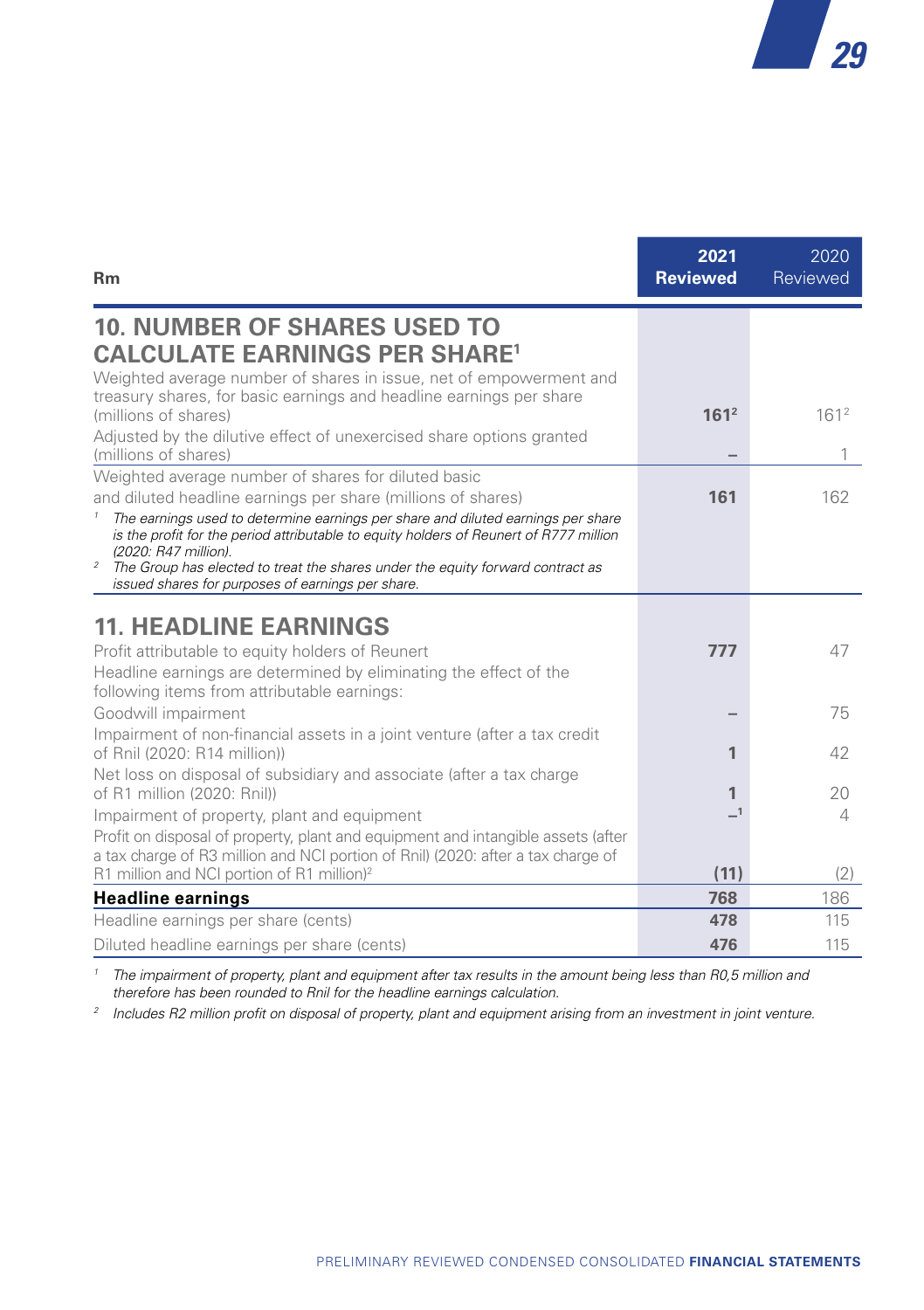| Rm | 2021 Reviewed | 2020 Reviewed |
|---|---|---|
| **10. NUMBER OF SHARES USED TO CALCULATE EARNINGS PER SHARE[1]** | | |
| Weighted average number of shares in issue, net of empowerment and treasury shares, for basic earnings and headline earnings per share (millions of shares) | **161[2]** | 161[2] |
| Adjusted by the dilutive effect of unexercised share options granted (millions of shares) | – | 1 |
| Weighted average number of shares for diluted basic and diluted headline earnings per share (millions of shares) | **161** | 162 |

*[1] The earnings used to determine earnings per share and diluted earnings per share is the profit for the period attributable to equity holders of Reunert of R777 million (2020: R47 million).*

*[2] The Group has elected to treat the shares under the equity forward contract as issued shares for purposes of earnings per share.*

| Rm | 2021 Reviewed | 2020 Reviewed |
|---|---|---|
| **11. HEADLINE EARNINGS** | | |
| Profit attributable to equity holders of Reunert | **777** | 47 |
| Headline earnings are determined by eliminating the effect of the following items from attributable earnings: | | |
| Goodwill impairment | – | 75 |
| Impairment of non-financial assets in a joint venture (after a tax credit of Rnil (2020: R14 million)) | **1** | 42 |
| Net loss on disposal of subsidiary and associate (after a tax charge of R1 million (2020: Rnil)) | **1** | 20 |
| Impairment of property, plant and equipment | –[1] | 4 |
| Profit on disposal of property, plant and equipment and intangible assets (after a tax charge of R3 million and NCI portion of Rnil) (2020: after a tax charge of R1 million and NCI portion of R1 million)[2] | **(11)** | (2) |
| **Headline earnings** | **768** | 186 |
| Headline earnings per share (cents) | **478** | 115 |
| Diluted headline earnings per share (cents) | **476** | 115 |

*[1] The impairment of property, plant and equipment after tax results in the amount being less than R0,5 million and therefore has been rounded to Rnil for the headline earnings calculation.*

*[2] Includes R2 million profit on disposal of property, plant and equipment arising from an investment in joint venture.*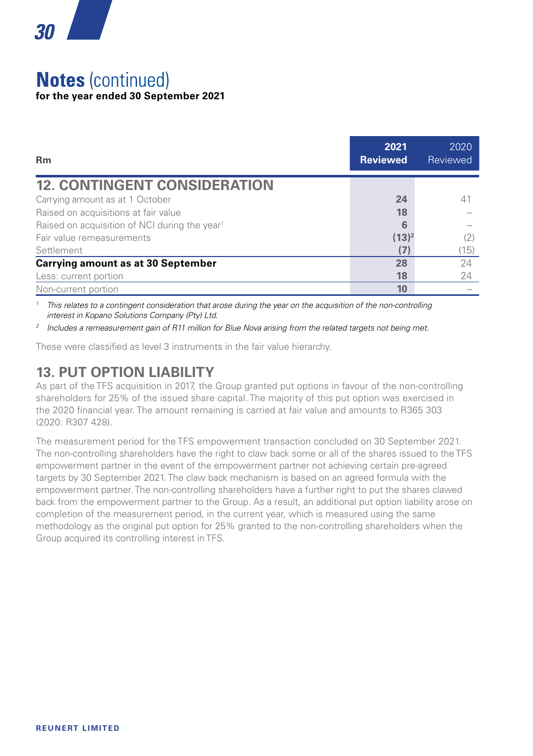# Notes (continued)

**for the year ended 30 September 2021**

| Rm | 2021 Reviewed | 2020 Reviewed |
|---|---|---|
| **12. CONTINGENT CONSIDERATION** | | |
| Carrying amount as at 1 October | **24** | 41 |
| Raised on acquisitions at fair value | **18** | – |
| Raised on acquisition of NCI during the year[1] | **6** | – |
| Fair value remeasurements | **(13)[2]** | (2) |
| Settlement | **(7)** | (15) |
| **Carrying amount as at 30 September** | **28** | 24 |
| Less: current portion | **18** | 24 |
| Non-current portion | **10** | – |

[1] *This relates to a contingent consideration that arose during the year on the acquisition of the non-controlling interest in Kopano Solutions Company (Pty) Ltd.*

[2] *Includes a remeasurement gain of R11 million for Blue Nova arising from the related targets not being met.*

These were classified as level 3 instruments in the fair value hierarchy.

## 13. PUT OPTION LIABILITY

As part of the TFS acquisition in 2017, the Group granted put options in favour of the non-controlling shareholders for 25% of the issued share capital. The majority of this put option was exercised in the 2020 financial year. The amount remaining is carried at fair value and amounts to R365 303 (2020: R307 428).

The measurement period for the TFS empowerment transaction concluded on 30 September 2021. The non-controlling shareholders have the right to claw back some or all of the shares issued to the TFS empowerment partner in the event of the empowerment partner not achieving certain pre-agreed targets by 30 September 2021. The claw back mechanism is based on an agreed formula with the empowerment partner. The non-controlling shareholders have a further right to put the shares clawed back from the empowerment partner to the Group. As a result, an additional put option liability arose on completion of the measurement period, in the current year, which is measured using the same methodology as the original put option for 25% granted to the non-controlling shareholders when the Group acquired its controlling interest in TFS.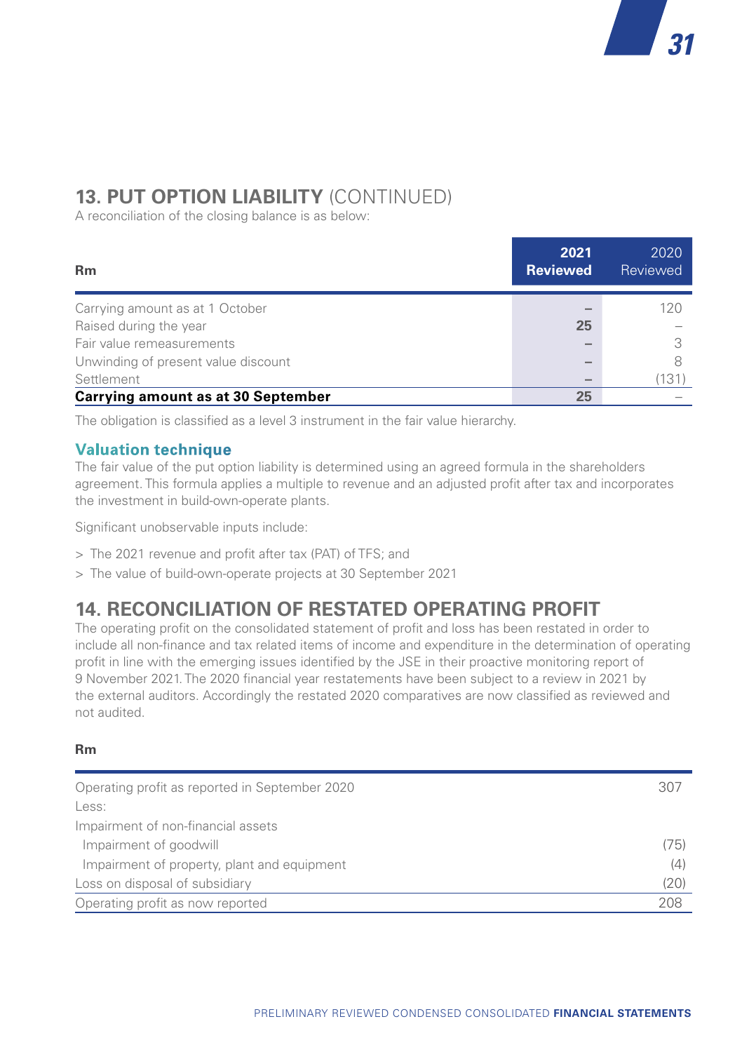## 13. PUT OPTION LIABILITY (CONTINUED)

A reconciliation of the closing balance is as below:

| Rm | 2021 Reviewed | 2020 Reviewed |
|---|---|---|
| Carrying amount as at 1 October | – | 120 |
| Raised during the year | 25 | – |
| Fair value remeasurements | – | 3 |
| Unwinding of present value discount | – | 8 |
| Settlement | – | (131) |
| **Carrying amount as at 30 September** | **25** | – |

The obligation is classified as a level 3 instrument in the fair value hierarchy.

### Valuation technique

The fair value of the put option liability is determined using an agreed formula in the shareholders agreement. This formula applies a multiple to revenue and an adjusted profit after tax and incorporates the investment in build-own-operate plants.

Significant unobservable inputs include:

- The 2021 revenue and profit after tax (PAT) of TFS; and
- The value of build-own-operate projects at 30 September 2021

## 14. RECONCILIATION OF RESTATED OPERATING PROFIT

The operating profit on the consolidated statement of profit and loss has been restated in order to include all non-finance and tax related items of income and expenditure in the determination of operating profit in line with the emerging issues identified by the JSE in their proactive monitoring report of 9 November 2021. The 2020 financial year restatements have been subject to a review in 2021 by the external auditors. Accordingly the restated 2020 comparatives are now classified as reviewed and not audited.

| Rm | |
|---|---|
| Operating profit as reported in September 2020 | 307 |
| Less: | |
| Impairment of non-financial assets | |
| Impairment of goodwill | (75) |
| Impairment of property, plant and equipment | (4) |
| Loss on disposal of subsidiary | (20) |
| Operating profit as now reported | 208 |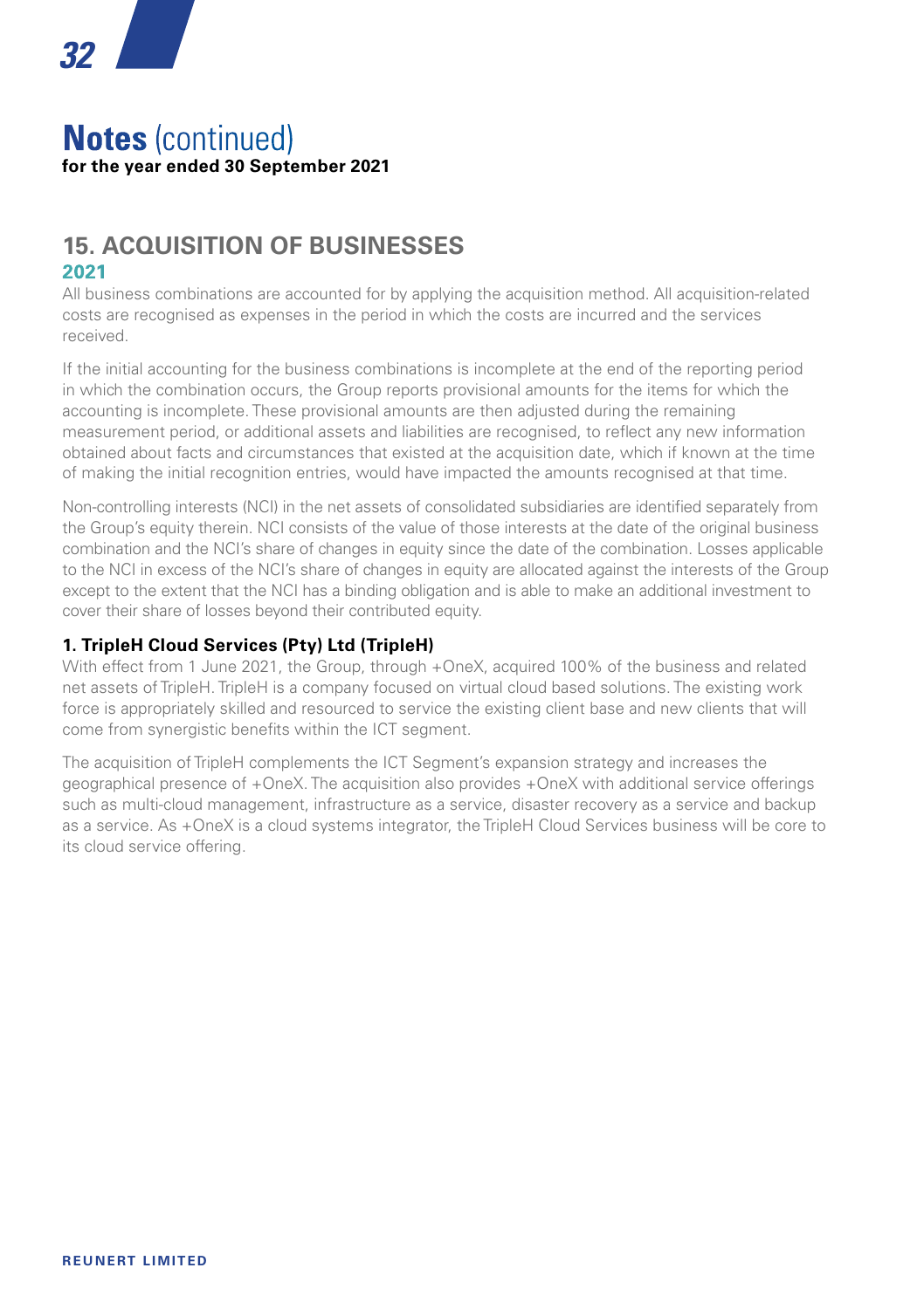# Notes (continued)

**for the year ended 30 September 2021**

## 15. ACQUISITION OF BUSINESSES

### 2021

All business combinations are accounted for by applying the acquisition method. All acquisition-related costs are recognised as expenses in the period in which the costs are incurred and the services received.

If the initial accounting for the business combinations is incomplete at the end of the reporting period in which the combination occurs, the Group reports provisional amounts for the items for which the accounting is incomplete. These provisional amounts are then adjusted during the remaining measurement period, or additional assets and liabilities are recognised, to reflect any new information obtained about facts and circumstances that existed at the acquisition date, which if known at the time of making the initial recognition entries, would have impacted the amounts recognised at that time.

Non-controlling interests (NCI) in the net assets of consolidated subsidiaries are identified separately from the Group's equity therein. NCI consists of the value of those interests at the date of the original business combination and the NCI's share of changes in equity since the date of the combination. Losses applicable to the NCI in excess of the NCI's share of changes in equity are allocated against the interests of the Group except to the extent that the NCI has a binding obligation and is able to make an additional investment to cover their share of losses beyond their contributed equity.

**1. TripleH Cloud Services (Pty) Ltd (TripleH)**

With effect from 1 June 2021, the Group, through +OneX, acquired 100% of the business and related net assets of TripleH. TripleH is a company focused on virtual cloud based solutions. The existing work force is appropriately skilled and resourced to service the existing client base and new clients that will come from synergistic benefits within the ICT segment.

The acquisition of TripleH complements the ICT Segment's expansion strategy and increases the geographical presence of +OneX. The acquisition also provides +OneX with additional service offerings such as multi-cloud management, infrastructure as a service, disaster recovery as a service and backup as a service. As +OneX is a cloud systems integrator, the TripleH Cloud Services business will be core to its cloud service offering.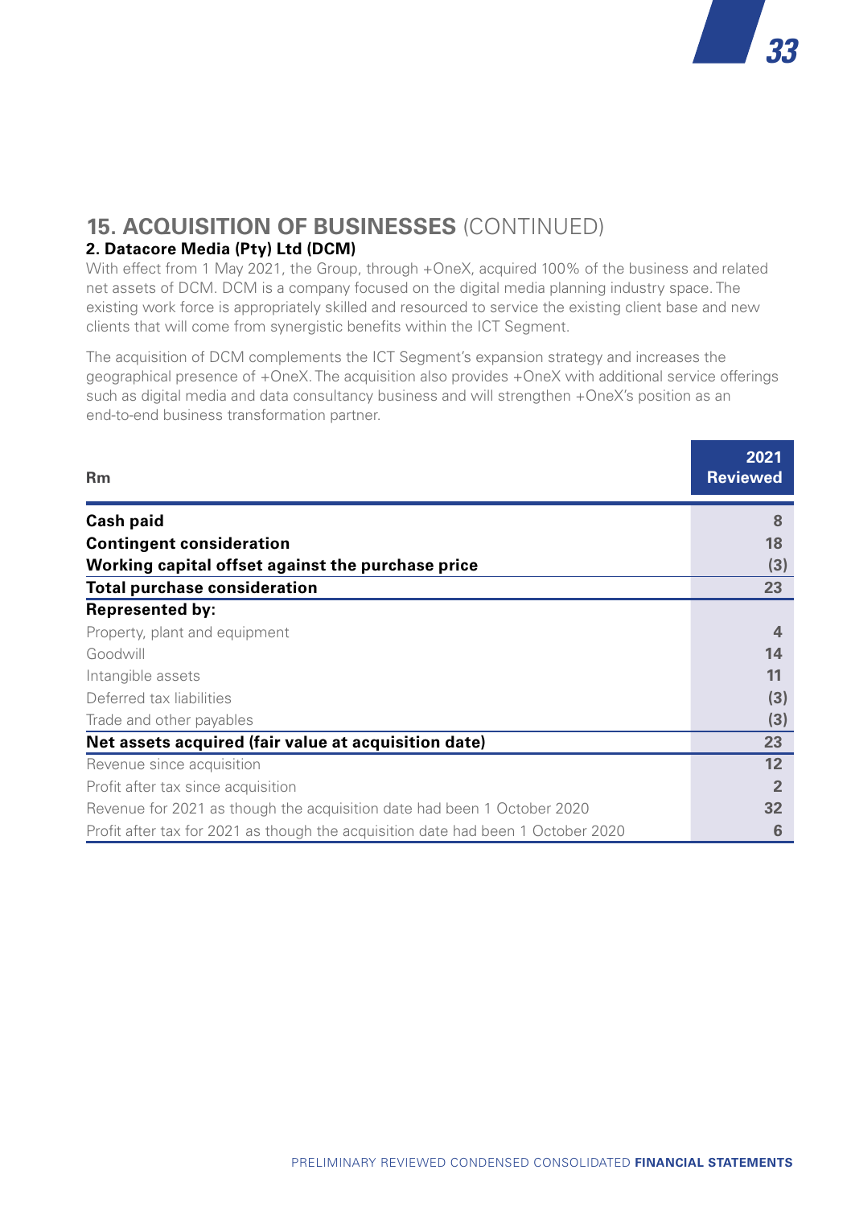## 15. ACQUISITION OF BUSINESSES (CONTINUED)

### 2. Datacore Media (Pty) Ltd (DCM)

With effect from 1 May 2021, the Group, through +OneX, acquired 100% of the business and related net assets of DCM. DCM is a company focused on the digital media planning industry space. The existing work force is appropriately skilled and resourced to service the existing client base and new clients that will come from synergistic benefits within the ICT Segment.

The acquisition of DCM complements the ICT Segment's expansion strategy and increases the geographical presence of +OneX. The acquisition also provides +OneX with additional service offerings such as digital media and data consultancy business and will strengthen +OneX's position as an end-to-end business transformation partner.

| Rm | 2021 Reviewed |
|---|---|
| **Cash paid** | 8 |
| **Contingent consideration** | 18 |
| **Working capital offset against the purchase price** | (3) |
| **Total purchase consideration** | 23 |
| **Represented by:** | |
| Property, plant and equipment | 4 |
| Goodwill | 14 |
| Intangible assets | 11 |
| Deferred tax liabilities | (3) |
| Trade and other payables | (3) |
| **Net assets acquired (fair value at acquisition date)** | 23 |
| Revenue since acquisition | 12 |
| Profit after tax since acquisition | 2 |
| Revenue for 2021 as though the acquisition date had been 1 October 2020 | 32 |
| Profit after tax for 2021 as though the acquisition date had been 1 October 2020 | 6 |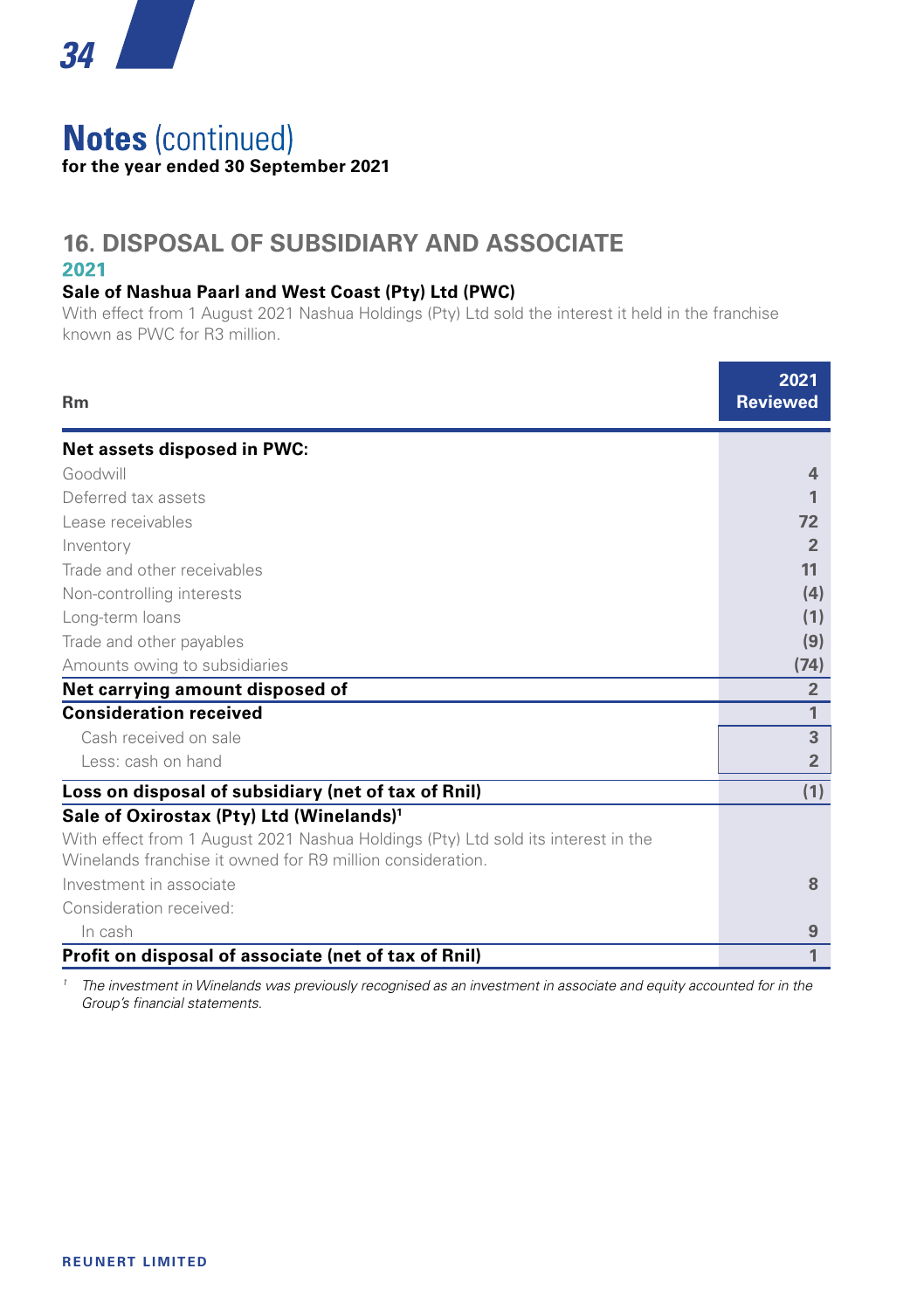# Notes (continued)

**for the year ended 30 September 2021**

## 16. DISPOSAL OF SUBSIDIARY AND ASSOCIATE

### 2021

**Sale of Nashua Paarl and West Coast (Pty) Ltd (PWC)**

With effect from 1 August 2021 Nashua Holdings (Pty) Ltd sold the interest it held in the franchise known as PWC for R3 million.

| Rm | 2021 Reviewed |
|---|---|
| **Net assets disposed in PWC:** | |
| Goodwill | 4 |
| Deferred tax assets | 1 |
| Lease receivables | 72 |
| Inventory | 2 |
| Trade and other receivables | 11 |
| Non-controlling interests | (4) |
| Long-term loans | (1) |
| Trade and other payables | (9) |
| Amounts owing to subsidiaries | (74) |
| **Net carrying amount disposed of** | 2 |
| **Consideration received** | 1 |
| Cash received on sale | 3 |
| Less: cash on hand | 2 |
| **Loss on disposal of subsidiary (net of tax of Rnil)** | (1) |
| **Sale of Oxirostax (Pty) Ltd (Winelands)[1]** | |
| With effect from 1 August 2021 Nashua Holdings (Pty) Ltd sold its interest in the Winelands franchise it owned for R9 million consideration. | |
| Investment in associate | 8 |
| Consideration received: | |
| In cash | 9 |
| **Profit on disposal of associate (net of tax of Rnil)** | 1 |

[1] *The investment in Winelands was previously recognised as an investment in associate and equity accounted for in the Group's financial statements.*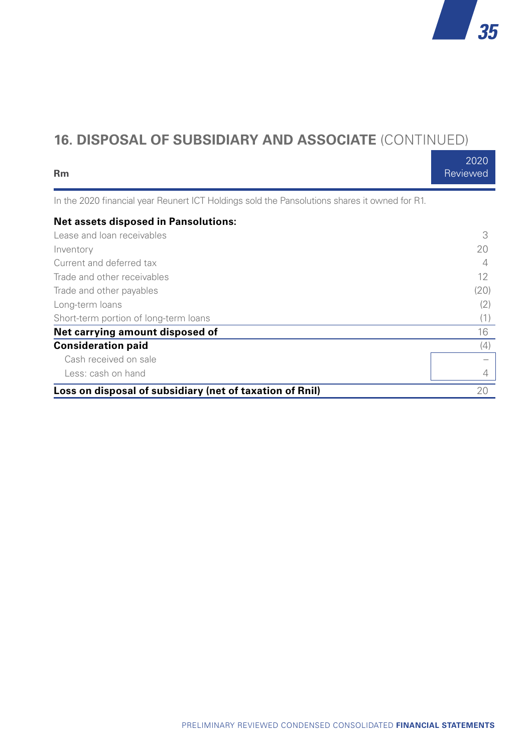## 16. DISPOSAL OF SUBSIDIARY AND ASSOCIATE (CONTINUED)

| Rm | 2020 Reviewed |
|---|---|
| In the 2020 financial year Reunert ICT Holdings sold the Pansolutions shares it owned for R1. | |
| **Net assets disposed in Pansolutions:** | |
| Lease and loan receivables | 3 |
| Inventory | 20 |
| Current and deferred tax | 4 |
| Trade and other receivables | 12 |
| Trade and other payables | (20) |
| Long-term loans | (2) |
| Short-term portion of long-term loans | (1) |
| **Net carrying amount disposed of** | 16 |
| **Consideration paid** | (4) |
| Cash received on sale | – |
| Less: cash on hand | 4 |
| **Loss on disposal of subsidiary (net of taxation of Rnil)** | 20 |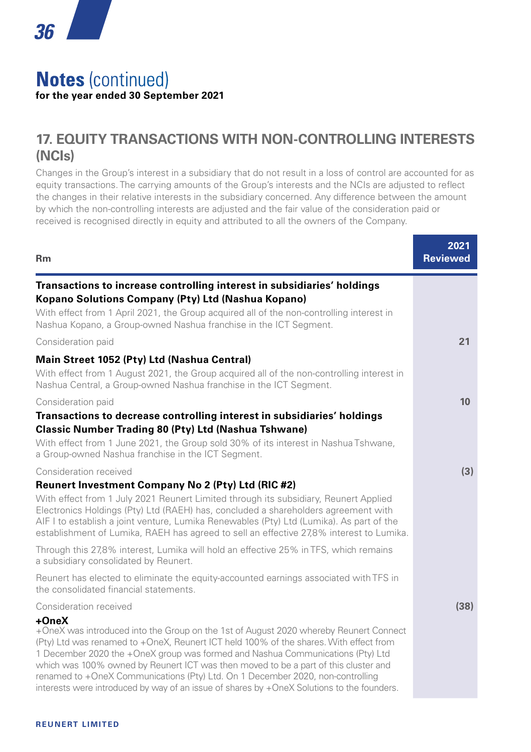# Notes (continued)

**for the year ended 30 September 2021**

## 17. EQUITY TRANSACTIONS WITH NON-CONTROLLING INTERESTS (NCIs)

Changes in the Group's interest in a subsidiary that do not result in a loss of control are accounted for as equity transactions. The carrying amounts of the Group's interests and the NCIs are adjusted to reflect the changes in their relative interests in the subsidiary concerned. Any difference between the amount by which the non-controlling interests are adjusted and the fair value of the consideration paid or received is recognised directly in equity and attributed to all the owners of the Company.

| Rm | 2021 Reviewed |
|---|---|
| **Transactions to increase controlling interest in subsidiaries' holdings** | |
| **Kopano Solutions Company (Pty) Ltd (Nashua Kopano)** | |
| With effect from 1 April 2021, the Group acquired all of the non-controlling interest in Nashua Kopano, a Group-owned Nashua franchise in the ICT Segment. | |
| Consideration paid | **21** |
| **Main Street 1052 (Pty) Ltd (Nashua Central)** | |
| With effect from 1 August 2021, the Group acquired all of the non-controlling interest in Nashua Central, a Group-owned Nashua franchise in the ICT Segment. | |
| Consideration paid | **10** |
| **Transactions to decrease controlling interest in subsidiaries' holdings** | |
| **Classic Number Trading 80 (Pty) Ltd (Nashua Tshwane)** | |
| With effect from 1 June 2021, the Group sold 30% of its interest in Nashua Tshwane, a Group-owned Nashua franchise in the ICT Segment. | |
| Consideration received | **(3)** |
| **Reunert Investment Company No 2 (Pty) Ltd (RIC #2)** | |
| With effect from 1 July 2021 Reunert Limited through its subsidiary, Reunert Applied Electronics Holdings (Pty) Ltd (RAEH) has, concluded a shareholders agreement with AIF I to establish a joint venture, Lumika Renewables (Pty) Ltd (Lumika). As part of the establishment of Lumika, RAEH has agreed to sell an effective 27,8% interest to Lumika. | |
| Through this 27,8% interest, Lumika will hold an effective 25% in TFS, which remains a subsidiary consolidated by Reunert. | |
| Reunert has elected to eliminate the equity-accounted earnings associated with TFS in the consolidated financial statements. | |
| Consideration received | **(38)** |
| **+OneX** | |
| +OneX was introduced into the Group on the 1st of August 2020 whereby Reunert Connect (Pty) Ltd was renamed to +OneX, Reunert ICT held 100% of the shares. With effect from 1 December 2020 the +OneX group was formed and Nashua Communications (Pty) Ltd which was 100% owned by Reunert ICT was then moved to be a part of this cluster and renamed to +OneX Communications (Pty) Ltd. On 1 December 2020, non-controlling interests were introduced by way of an issue of shares by +OneX Solutions to the founders. | |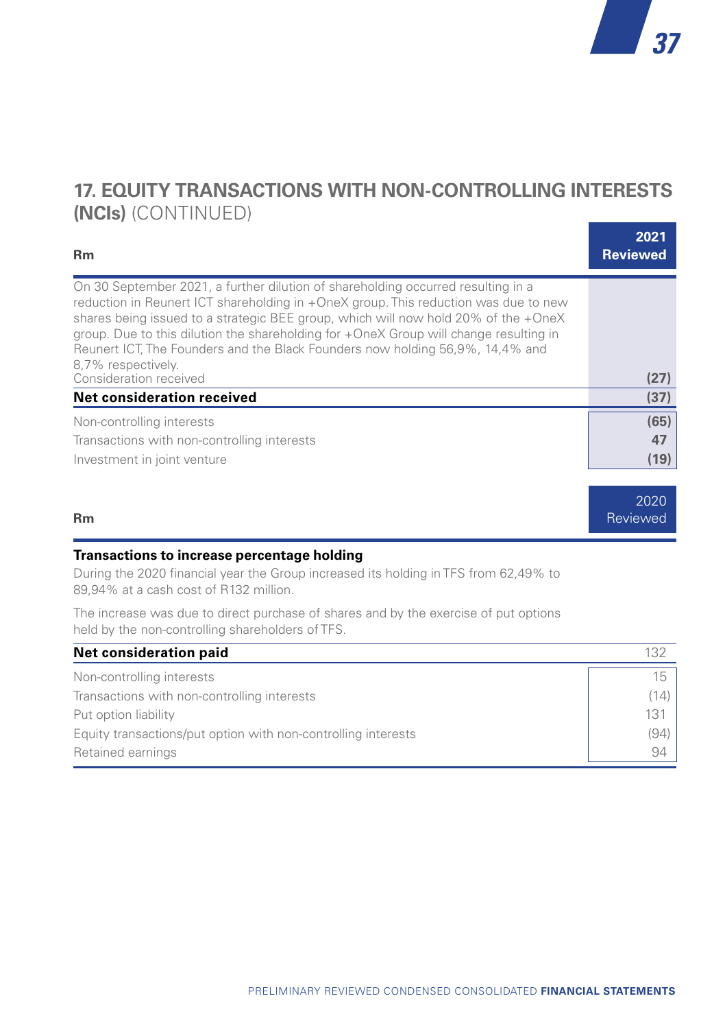## 17. EQUITY TRANSACTIONS WITH NON-CONTROLLING INTERESTS (NCIs) (CONTINUED)

| Rm | 2021 Reviewed |
|---|---|
| On 30 September 2021, a further dilution of shareholding occurred resulting in a reduction in Reunert ICT shareholding in +OneX group. This reduction was due to new shares being issued to a strategic BEE group, which will now hold 20% of the +OneX group. Due to this dilution the shareholding for +OneX Group will change resulting in Reunert ICT, The Founders and the Black Founders now holding 56,9%, 14,4% and 8,7% respectively. | |
| Consideration received | **(27)** |
| **Net consideration received** | **(37)** |
| Non-controlling interests | **(65)** |
| Transactions with non-controlling interests | **47** |
| Investment in joint venture | **(19)** |

| Rm | 2020 Reviewed |
|---|---|
| **Transactions to increase percentage holding** | |
| During the 2020 financial year the Group increased its holding in TFS from 62,49% to 89,94% at a cash cost of R132 million. | |
| The increase was due to direct purchase of shares and by the exercise of put options held by the non-controlling shareholders of TFS. | |
| **Net consideration paid** | 132 |
| Non-controlling interests | 15 |
| Transactions with non-controlling interests | (14) |
| Put option liability | 131 |
| Equity transactions/put option with non-controlling interests | (94) |
| Retained earnings | 94 |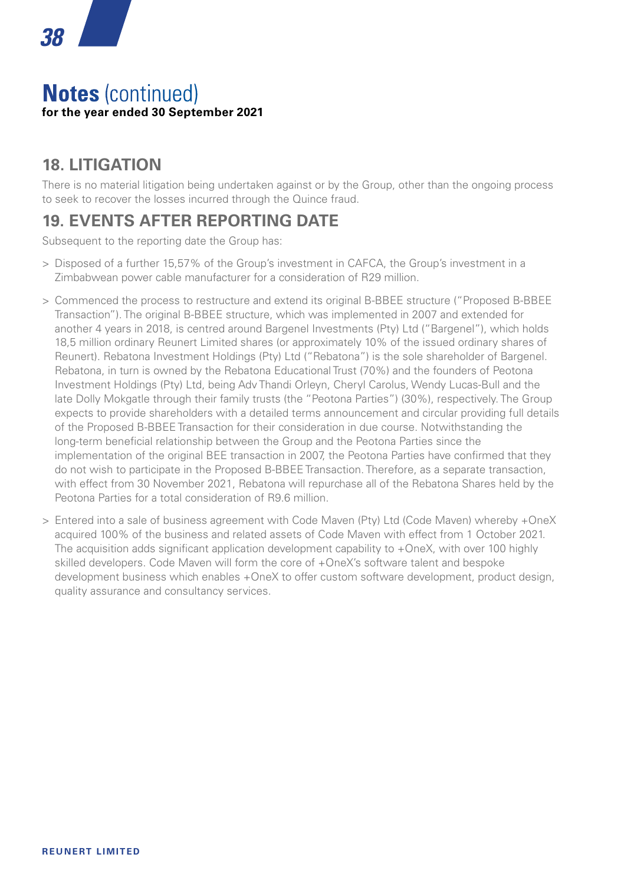# Notes (continued)

**for the year ended 30 September 2021**

## 18. LITIGATION

There is no material litigation being undertaken against or by the Group, other than the ongoing process to seek to recover the losses incurred through the Quince fraud.

## 19. EVENTS AFTER REPORTING DATE

Subsequent to the reporting date the Group has:

> Disposed of a further 15,57% of the Group's investment in CAFCA, the Group's investment in a Zimbabwean power cable manufacturer for a consideration of R29 million.

> Commenced the process to restructure and extend its original B-BBEE structure ("Proposed B-BBEE Transaction"). The original B-BBEE structure, which was implemented in 2007 and extended for another 4 years in 2018, is centred around Bargenel Investments (Pty) Ltd ("Bargenel"), which holds 18,5 million ordinary Reunert Limited shares (or approximately 10% of the issued ordinary shares of Reunert). Rebatona Investment Holdings (Pty) Ltd ("Rebatona") is the sole shareholder of Bargenel. Rebatona, in turn is owned by the Rebatona Educational Trust (70%) and the founders of Peotona Investment Holdings (Pty) Ltd, being Adv Thandi Orleyn, Cheryl Carolus, Wendy Lucas-Bull and the late Dolly Mokgatle through their family trusts (the "Peotona Parties") (30%), respectively. The Group expects to provide shareholders with a detailed terms announcement and circular providing full details of the Proposed B-BBEE Transaction for their consideration in due course. Notwithstanding the long-term beneficial relationship between the Group and the Peotona Parties since the implementation of the original BEE transaction in 2007, the Peotona Parties have confirmed that they do not wish to participate in the Proposed B-BBEE Transaction. Therefore, as a separate transaction, with effect from 30 November 2021, Rebatona will repurchase all of the Rebatona Shares held by the Peotona Parties for a total consideration of R9.6 million.

> Entered into a sale of business agreement with Code Maven (Pty) Ltd (Code Maven) whereby +OneX acquired 100% of the business and related assets of Code Maven with effect from 1 October 2021. The acquisition adds significant application development capability to +OneX, with over 100 highly skilled developers. Code Maven will form the core of +OneX's software talent and bespoke development business which enables +OneX to offer custom software development, product design, quality assurance and consultancy services.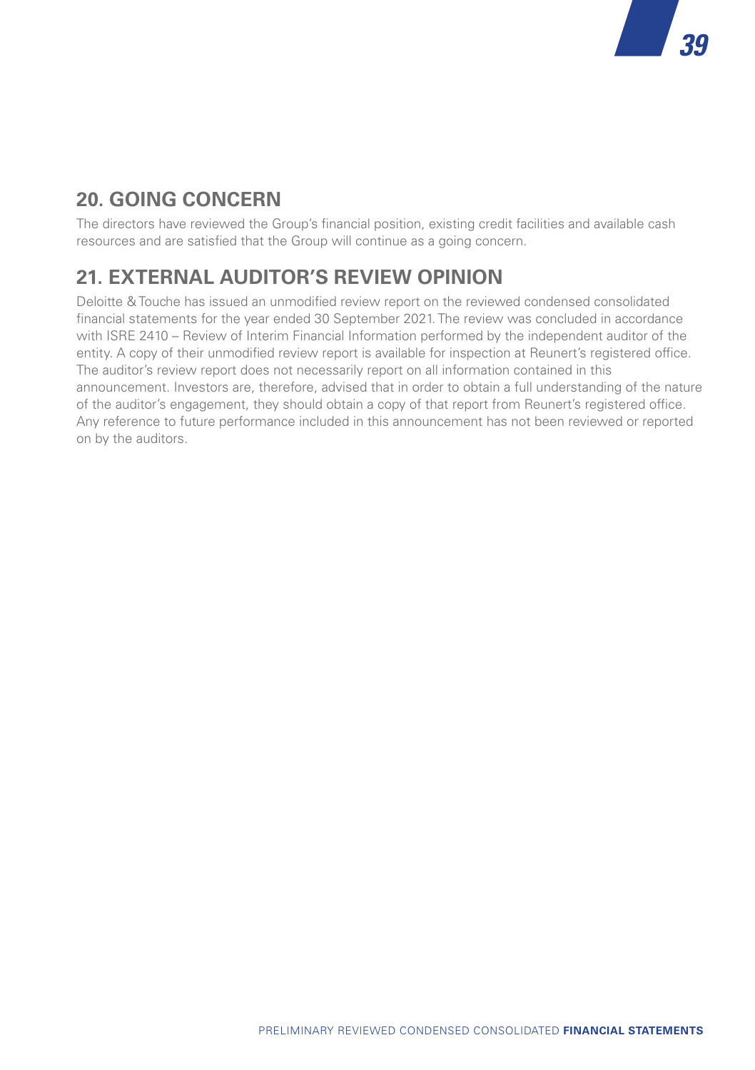## 20. GOING CONCERN

The directors have reviewed the Group's financial position, existing credit facilities and available cash resources and are satisfied that the Group will continue as a going concern.

## 21. EXTERNAL AUDITOR'S REVIEW OPINION

Deloitte & Touche has issued an unmodified review report on the reviewed condensed consolidated financial statements for the year ended 30 September 2021. The review was concluded in accordance with ISRE 2410 – Review of Interim Financial Information performed by the independent auditor of the entity. A copy of their unmodified review report is available for inspection at Reunert's registered office. The auditor's review report does not necessarily report on all information contained in this announcement. Investors are, therefore, advised that in order to obtain a full understanding of the nature of the auditor's engagement, they should obtain a copy of that report from Reunert's registered office. Any reference to future performance included in this announcement has not been reviewed or reported on by the auditors.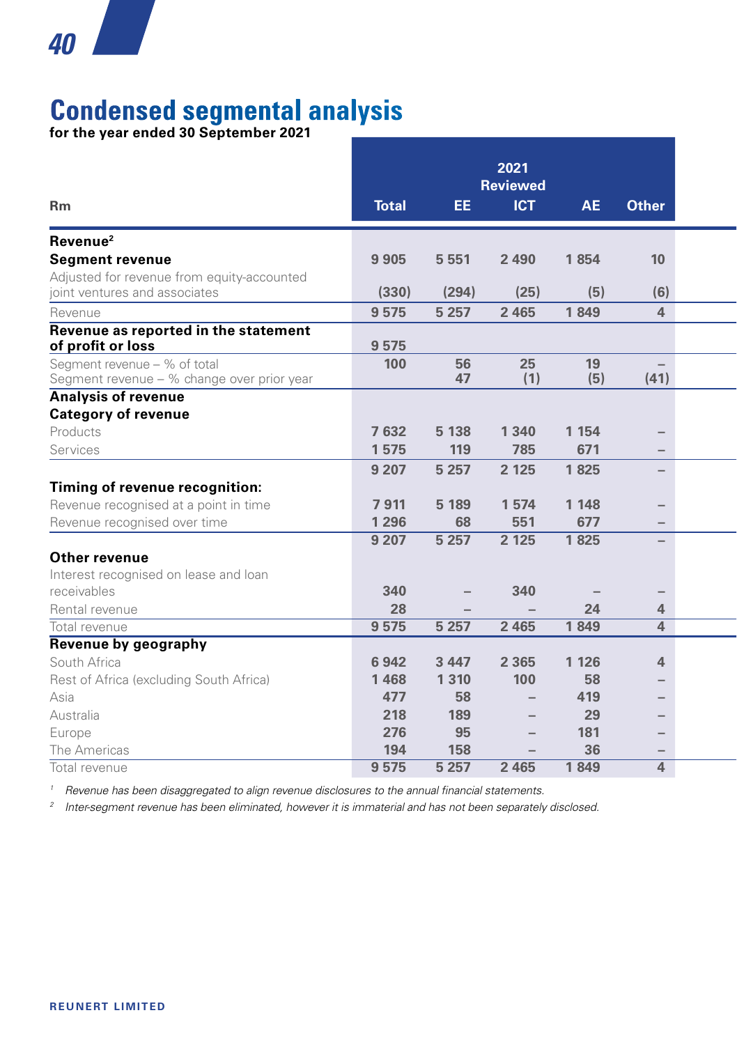# Condensed segmental analysis

**for the year ended 30 September 2021**

| Rm | 2021 Reviewed | | | | |
|---|---|---|---|---|---|
| | **Total** | **EE** | **ICT** | **AE** | **Other** |
| **Revenue**[2] | | | | | |
| **Segment revenue** | 9 905 | 5 551 | 2 490 | 1 854 | 10 |
| Adjusted for revenue from equity-accounted joint ventures and associates | (330) | (294) | (25) | (5) | (6) |
| Revenue | 9 575 | 5 257 | 2 465 | 1 849 | 4 |
| **Revenue as reported in the statement of profit or loss** | 9 575 | | | | |
| Segment revenue – % of total | 100 | 56 | 25 | 19 | – |
| Segment revenue – % change over prior year | | 47 | (1) | (5) | (41) |
| **Analysis of revenue** | | | | | |
| **Category of revenue** | | | | | |
| Products | 7 632 | 5 138 | 1 340 | 1 154 | – |
| Services | 1 575 | 119 | 785 | 671 | – |
| | 9 207 | 5 257 | 2 125 | 1 825 | – |
| **Timing of revenue recognition:** | | | | | |
| Revenue recognised at a point in time | 7 911 | 5 189 | 1 574 | 1 148 | – |
| Revenue recognised over time | 1 296 | 68 | 551 | 677 | – |
| | 9 207 | 5 257 | 2 125 | 1 825 | – |
| **Other revenue** | | | | | |
| Interest recognised on lease and loan receivables | 340 | – | 340 | – | – |
| Rental revenue | 28 | – | – | 24 | 4 |
| Total revenue | 9 575 | 5 257 | 2 465 | 1 849 | 4 |
| **Revenue by geography** | | | | | |
| South Africa | 6 942 | 3 447 | 2 365 | 1 126 | 4 |
| Rest of Africa (excluding South Africa) | 1 468 | 1 310 | 100 | 58 | – |
| Asia | 477 | 58 | – | 419 | – |
| Australia | 218 | 189 | – | 29 | – |
| Europe | 276 | 95 | – | 181 | – |
| The Americas | 194 | 158 | – | 36 | – |
| Total revenue | 9 575 | 5 257 | 2 465 | 1 849 | 4 |

[1] *Revenue has been disaggregated to align revenue disclosures to the annual financial statements.*

[2] *Inter-segment revenue has been eliminated, however it is immaterial and has not been separately disclosed.*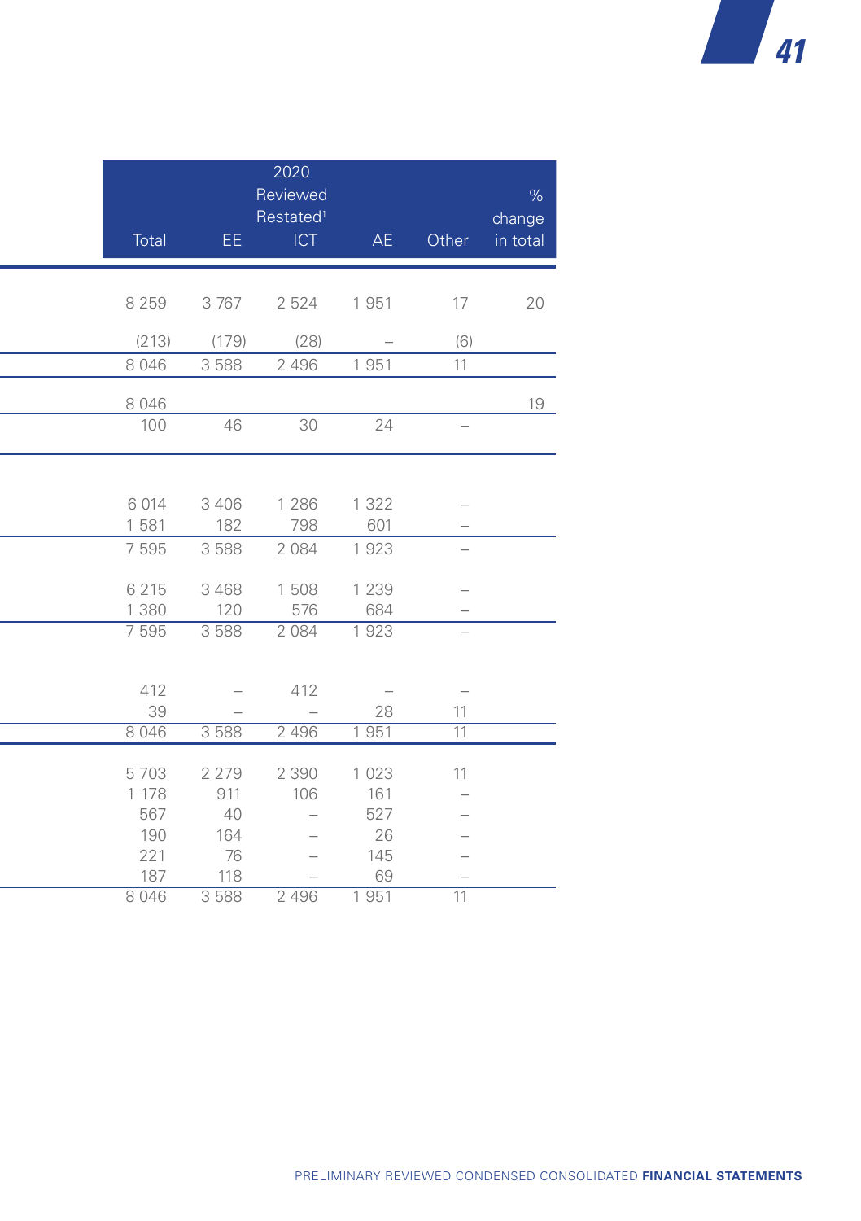| 2020 Reviewed Restated[1] Total | EE | ICT | AE | Other | % change in total |
|---|---|---|---|---|---|
| 8 259 | 3 767 | 2 524 | 1 951 | 17 | 20 |
| (213) | (179) | (28) | – | (6) | |
| 8 046 | 3 588 | 2 496 | 1 951 | 11 | |
| 8 046 | | | | | 19 |
| 100 | 46 | 30 | 24 | – | |
| | | | | | |
| 6 014 | 3 406 | 1 286 | 1 322 | – | |
| 1 581 | 182 | 798 | 601 | – | |
| 7 595 | 3 588 | 2 084 | 1 923 | – | |
| 6 215 | 3 468 | 1 508 | 1 239 | – | |
| 1 380 | 120 | 576 | 684 | – | |
| 7 595 | 3 588 | 2 084 | 1 923 | – | |
| 412 | – | 412 | – | – | |
| 39 | – | – | 28 | 11 | |
| 8 046 | 3 588 | 2 496 | 1 951 | 11 | |
| 5 703 | 2 279 | 2 390 | 1 023 | 11 | |
| 1 178 | 911 | 106 | 161 | – | |
| 567 | 40 | – | 527 | – | |
| 190 | 164 | – | 26 | – | |
| 221 | 76 | – | 145 | – | |
| 187 | 118 | – | 69 | – | |
| 8 046 | 3 588 | 2 496 | 1 951 | 11 | |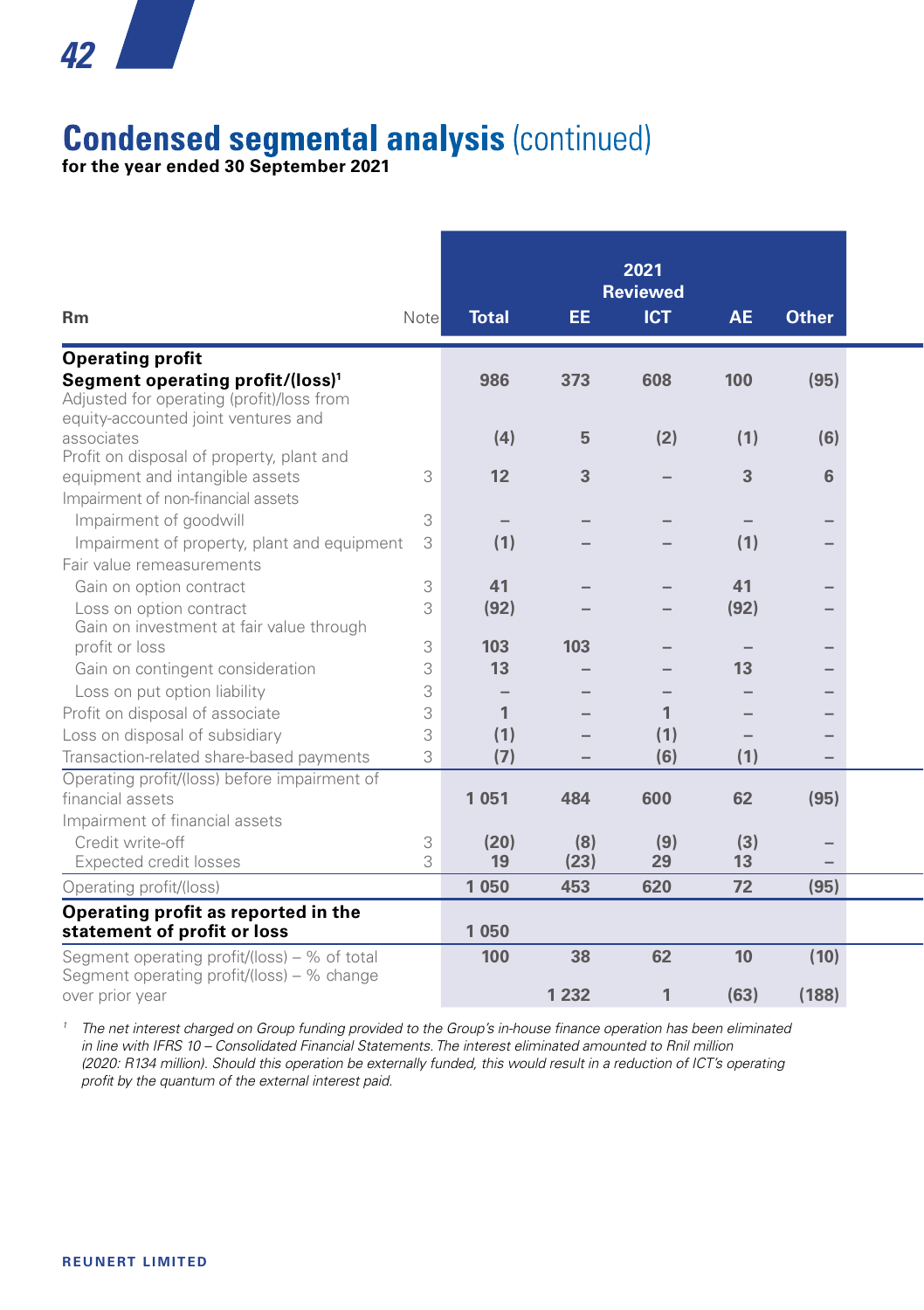# Condensed segmental analysis (continued)

**for the year ended 30 September 2021**

| Rm | Note | 2021 Reviewed Total | EE | ICT | AE | Other |
|---|---|---|---|---|---|---|
| **Operating profit** | | | | | | |
| **Segment operating profit/(loss)**[1] | | **986** | **373** | **608** | **100** | **(95)** |
| Adjusted for operating (profit)/loss from equity-accounted joint ventures and associates | | **(4)** | **5** | **(2)** | **(1)** | **(6)** |
| Profit on disposal of property, plant and equipment and intangible assets | 3 | **12** | **3** | **–** | **3** | **6** |
| Impairment of non-financial assets | | | | | | |
| Impairment of goodwill | 3 | **–** | **–** | **–** | **–** | **–** |
| Impairment of property, plant and equipment | 3 | **(1)** | **–** | **–** | **(1)** | **–** |
| Fair value remeasurements | | | | | | |
| Gain on option contract | 3 | **41** | **–** | **–** | **41** | **–** |
| Loss on option contract | 3 | **(92)** | **–** | **–** | **(92)** | **–** |
| Gain on investment at fair value through profit or loss | 3 | **103** | **103** | **–** | **–** | **–** |
| Gain on contingent consideration | 3 | **13** | **–** | **–** | **13** | **–** |
| Loss on put option liability | 3 | **–** | **–** | **–** | **–** | **–** |
| Profit on disposal of associate | 3 | **1** | **–** | **1** | **–** | **–** |
| Loss on disposal of subsidiary | 3 | **(1)** | **–** | **(1)** | **–** | **–** |
| Transaction-related share-based payments | 3 | **(7)** | **–** | **(6)** | **(1)** | **–** |
| Operating profit/(loss) before impairment of financial assets | | **1 051** | **484** | **600** | **62** | **(95)** |
| Impairment of financial assets | | | | | | |
| Credit write-off | 3 | **(20)** | **(8)** | **(9)** | **(3)** | **–** |
| Expected credit losses | 3 | **19** | **(23)** | **29** | **13** | **–** |
| Operating profit/(loss) | | **1 050** | **453** | **620** | **72** | **(95)** |
| **Operating profit as reported in the statement of profit or loss** | | **1 050** | | | | |
| Segment operating profit/(loss) – % of total | | **100** | **38** | **62** | **10** | **(10)** |
| Segment operating profit/(loss) – % change over prior year | | | **1 232** | **1** | **(63)** | **(188)** |

[1] *The net interest charged on Group funding provided to the Group's in-house finance operation has been eliminated in line with IFRS 10 – Consolidated Financial Statements. The interest eliminated amounted to Rnil million (2020: R134 million). Should this operation be externally funded, this would result in a reduction of ICT's operating profit by the quantum of the external interest paid.*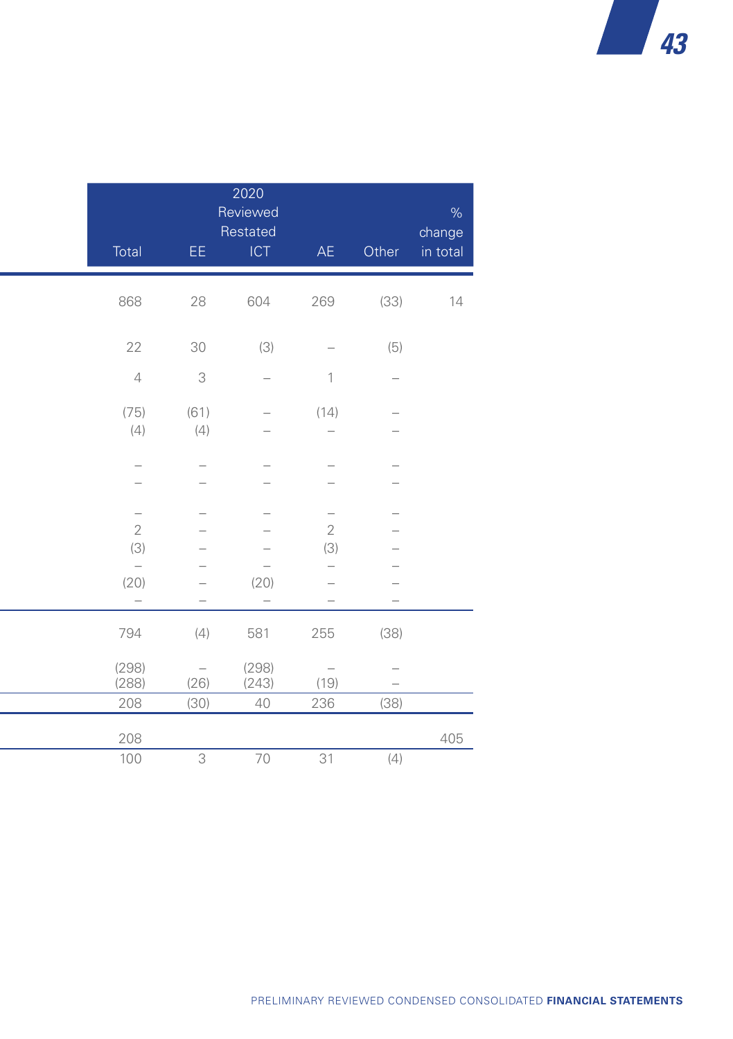| 2020 Reviewed Restated | | | | | |
|---|---|---|---|---|---|
| Total | EE | ICT | AE | Other | % change in total |
| 868 | 28 | 604 | 269 | (33) | 14 |
| 22 | 30 | (3) | – | (5) | |
| 4 | 3 | – | 1 | – | |
| (75) | (61) | – | (14) | – | |
| (4) | (4) | – | – | – | |
| – | – | – | – | – | |
| – | – | – | – | – | |
| – | – | – | – | – | |
| 2 | – | – | 2 | – | |
| (3) | – | – | (3) | – | |
| – | – | – | – | – | |
| (20) | – | (20) | – | – | |
| – | – | – | – | – | |
| 794 | (4) | 581 | 255 | (38) | |
| (298) | – | (298) | – | – | |
| (288) | (26) | (243) | (19) | – | |
| 208 | (30) | 40 | 236 | (38) | |
| 208 | | | | | 405 |
| 100 | 3 | 70 | 31 | (4) | |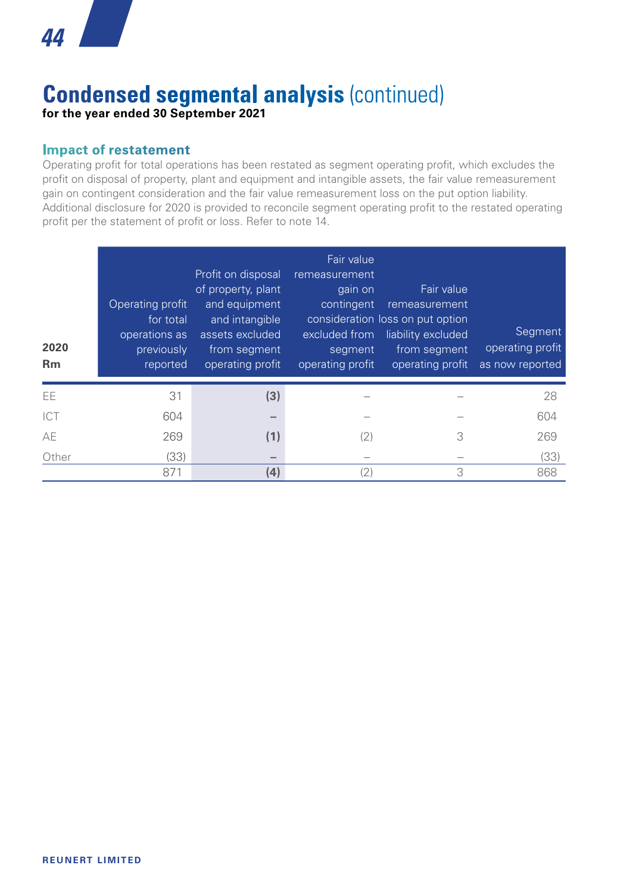# Condensed segmental analysis (continued)

**for the year ended 30 September 2021**

## Impact of restatement

Operating profit for total operations has been restated as segment operating profit, which excludes the profit on disposal of property, plant and equipment and intangible assets, the fair value remeasurement gain on contingent consideration and the fair value remeasurement loss on the put option liability. Additional disclosure for 2020 is provided to reconcile segment operating profit to the restated operating profit per the statement of profit or loss. Refer to note 14.

| **2020 Rm** | Operating profit for total operations as previously reported | Profit on disposal of property, plant and equipment and intangible assets excluded from segment operating profit | Fair value remeasurement gain on contingent consideration excluded from segment operating profit | Fair value remeasurement loss on put option liability excluded from segment operating profit | Segment operating profit as now reported |
|---|---|---|---|---|---|
| EE | 31 | **(3)** | – | – | 28 |
| ICT | 604 | **–** | – | – | 604 |
| AE | 269 | **(1)** | (2) | 3 | 269 |
| Other | (33) | **–** | – | – | (33) |
| | 871 | **(4)** | (2) | 3 | 868 |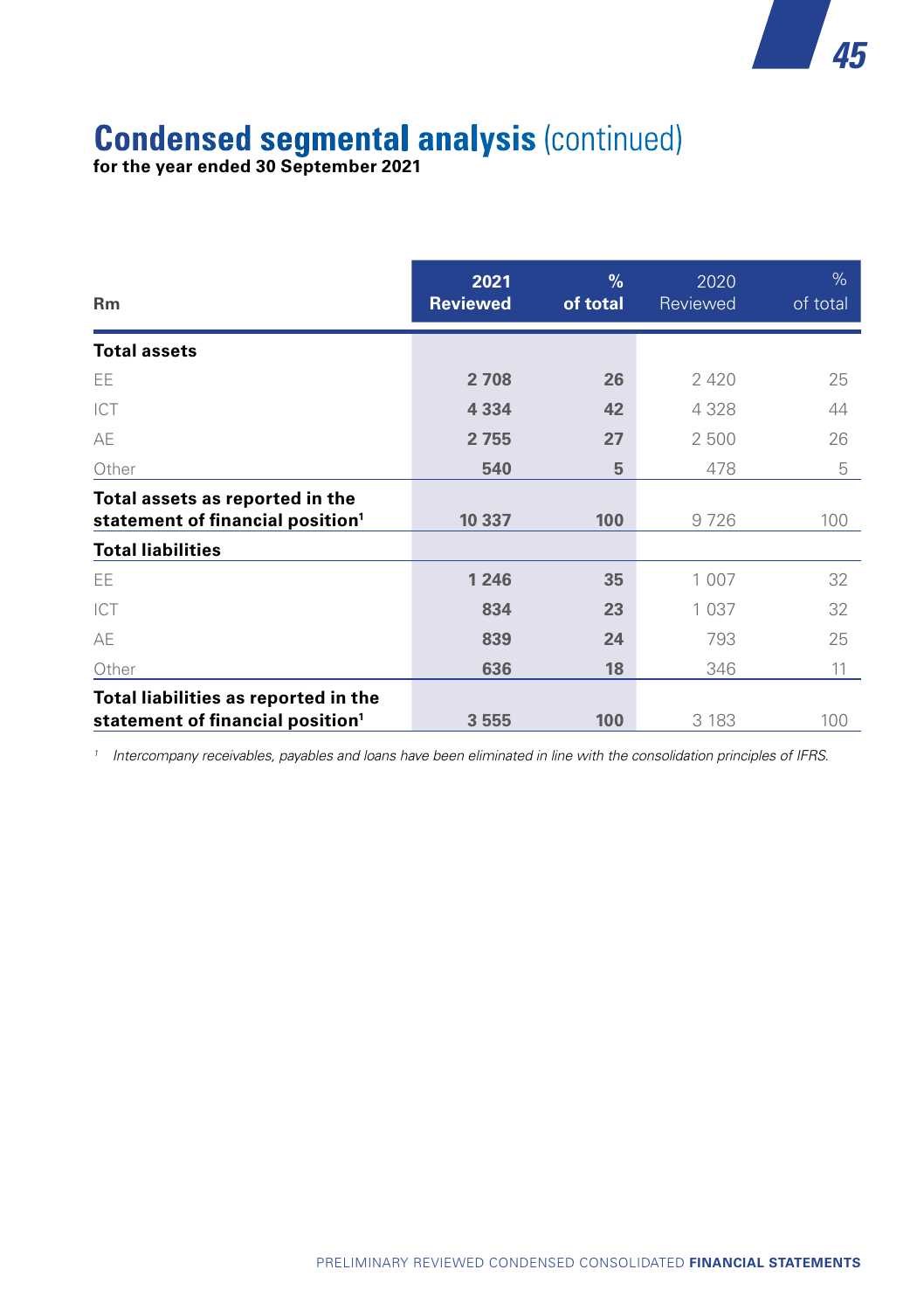# Condensed segmental analysis (continued)

**for the year ended 30 September 2021**

| Rm | 2021 Reviewed | % of total | 2020 Reviewed | % of total |
|---|---|---|---|---|
| **Total assets** | | | | |
| EE | **2 708** | **26** | 2 420 | 25 |
| ICT | **4 334** | **42** | 4 328 | 44 |
| AE | **2 755** | **27** | 2 500 | 26 |
| Other | **540** | **5** | 478 | 5 |
| **Total assets as reported in the statement of financial position**[1] | **10 337** | **100** | 9 726 | 100 |
| **Total liabilities** | | | | |
| EE | **1 246** | **35** | 1 007 | 32 |
| ICT | **834** | **23** | 1 037 | 32 |
| AE | **839** | **24** | 793 | 25 |
| Other | **636** | **18** | 346 | 11 |
| **Total liabilities as reported in the statement of financial position**[1] | **3 555** | **100** | 3 183 | 100 |

[1] *Intercompany receivables, payables and loans have been eliminated in line with the consolidation principles of IFRS.*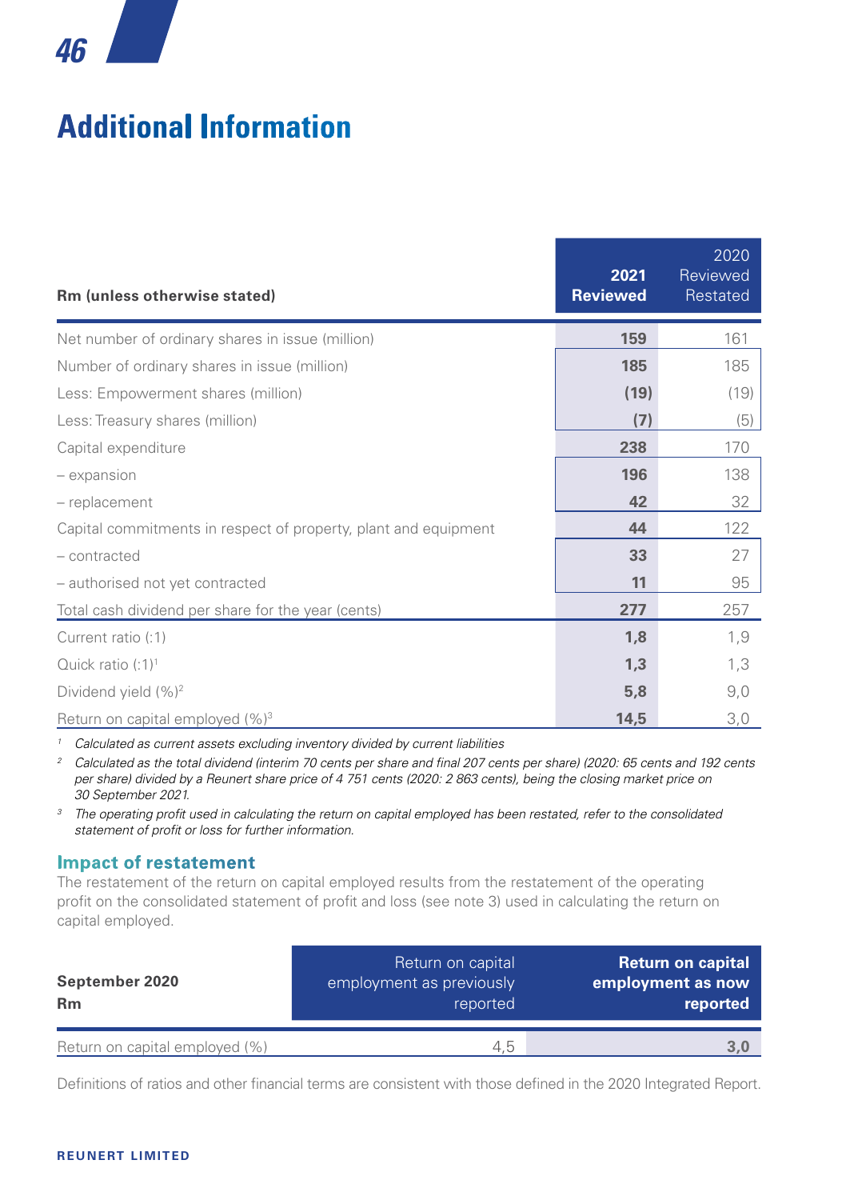# Additional Information

| Rm (unless otherwise stated) | 2021 Reviewed | 2020 Reviewed Restated |
|---|---|---|
| Net number of ordinary shares in issue (million) | **159** | 161 |
| Number of ordinary shares in issue (million) | **185** | 185 |
| Less: Empowerment shares (million) | **(19)** | (19) |
| Less: Treasury shares (million) | **(7)** | (5) |
| Capital expenditure | **238** | 170 |
| – expansion | **196** | 138 |
| – replacement | **42** | 32 |
| Capital commitments in respect of property, plant and equipment | **44** | 122 |
| – contracted | **33** | 27 |
| – authorised not yet contracted | **11** | 95 |
| Total cash dividend per share for the year (cents) | **277** | 257 |
| Current ratio (:1) | **1,8** | 1,9 |
| Quick ratio (:1)[1] | **1,3** | 1,3 |
| Dividend yield (%)[2] | **5,8** | 9,0 |
| Return on capital employed (%)[3] | **14,5** | 3,0 |

[1] *Calculated as current assets excluding inventory divided by current liabilities*

[2] *Calculated as the total dividend (interim 70 cents per share and final 207 cents per share) (2020: 65 cents and 192 cents per share) divided by a Reunert share price of 4 751 cents (2020: 2 863 cents), being the closing market price on 30 September 2021.*

[3] *The operating profit used in calculating the return on capital employed has been restated, refer to the consolidated statement of profit or loss for further information.*

## Impact of restatement

The restatement of the return on capital employed results from the restatement of the operating profit on the consolidated statement of profit and loss (see note 3) used in calculating the return on capital employed.

| September 2020 Rm | Return on capital employment as previously reported | Return on capital employment as now reported |
|---|---|---|
| Return on capital employed (%) | 4,5 | **3,0** |

Definitions of ratios and other financial terms are consistent with those defined in the 2020 Integrated Report.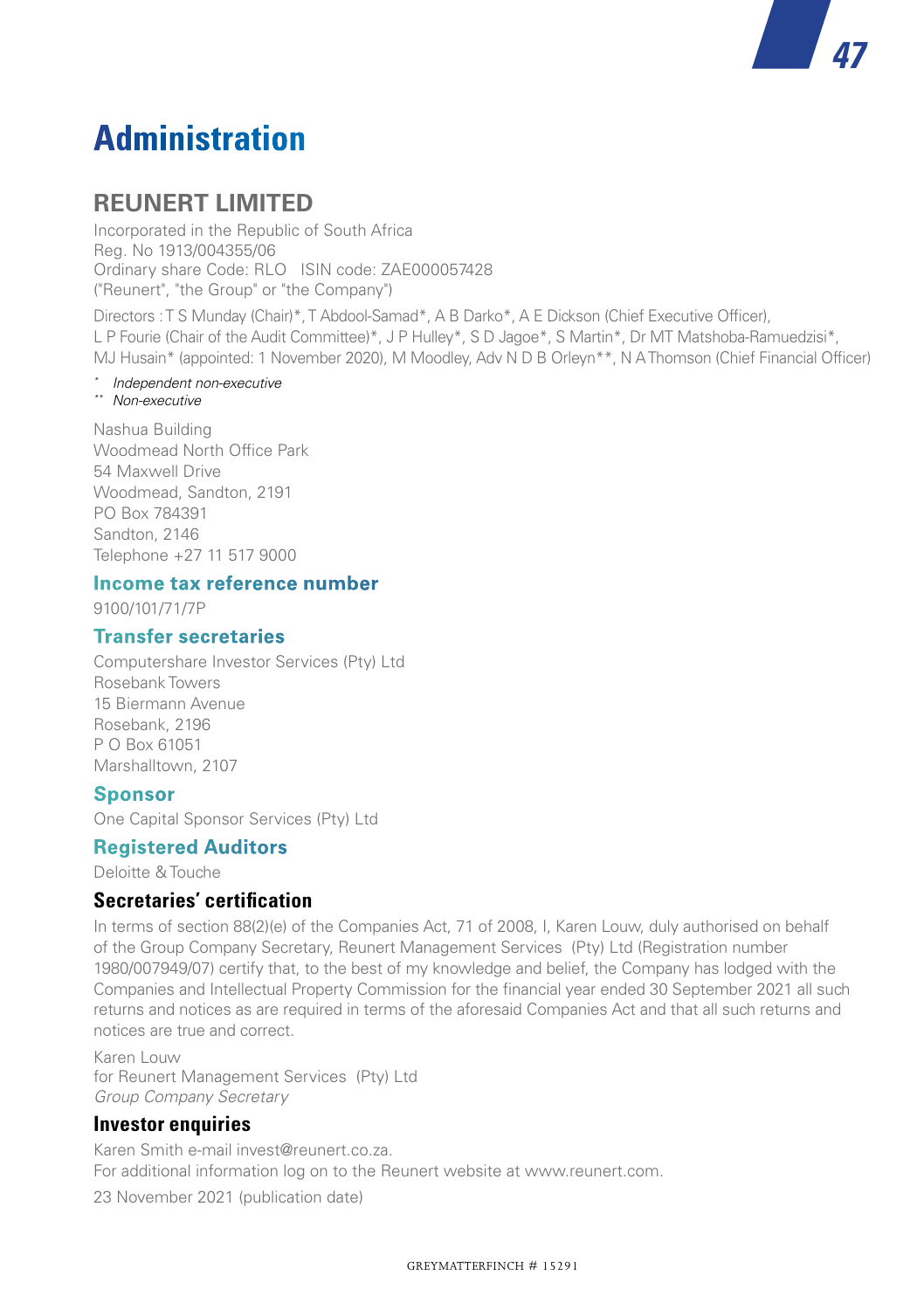# Administration

## REUNERT LIMITED

Incorporated in the Republic of South Africa
Reg. No 1913/004355/06
Ordinary share Code: RLO ISIN code: ZAE000057428
("Reunert", "the Group" or "the Company")

Directors : T S Munday (Chair)*, T Abdool-Samad*, A B Darko*, A E Dickson (Chief Executive Officer), L P Fourie (Chair of the Audit Committee)*, J P Hulley*, S D Jagoe*, S Martin*, Dr MT Matshoba-Ramuedzisi*, MJ Husain* (appointed: 1 November 2020), M Moodley, Adv N D B Orleyn**, N A Thomson (Chief Financial Officer)

\* *Independent non-executive*
\*\* *Non-executive*

Nashua Building
Woodmead North Office Park
54 Maxwell Drive
Woodmead, Sandton, 2191
PO Box 784391
Sandton, 2146
Telephone +27 11 517 9000

### Income tax reference number

9100/101/71/7P

### Transfer secretaries

Computershare Investor Services (Pty) Ltd
Rosebank Towers
15 Biermann Avenue
Rosebank, 2196
P O Box 61051
Marshalltown, 2107

### Sponsor

One Capital Sponsor Services (Pty) Ltd

### Registered Auditors

Deloitte & Touche

### Secretaries' certification

In terms of section 88(2)(e) of the Companies Act, 71 of 2008, I, Karen Louw, duly authorised on behalf of the Group Company Secretary, Reunert Management Services (Pty) Ltd (Registration number 1980/007949/07) certify that, to the best of my knowledge and belief, the Company has lodged with the Companies and Intellectual Property Commission for the financial year ended 30 September 2021 all such returns and notices as are required in terms of the aforesaid Companies Act and that all such returns and notices are true and correct.

Karen Louw
for Reunert Management Services (Pty) Ltd
*Group Company Secretary*

### Investor enquiries

Karen Smith e-mail invest@reunert.co.za.
For additional information log on to the Reunert website at www.reunert.com.

23 November 2021 (publication date)

GREYMATTERFINCH # 15291